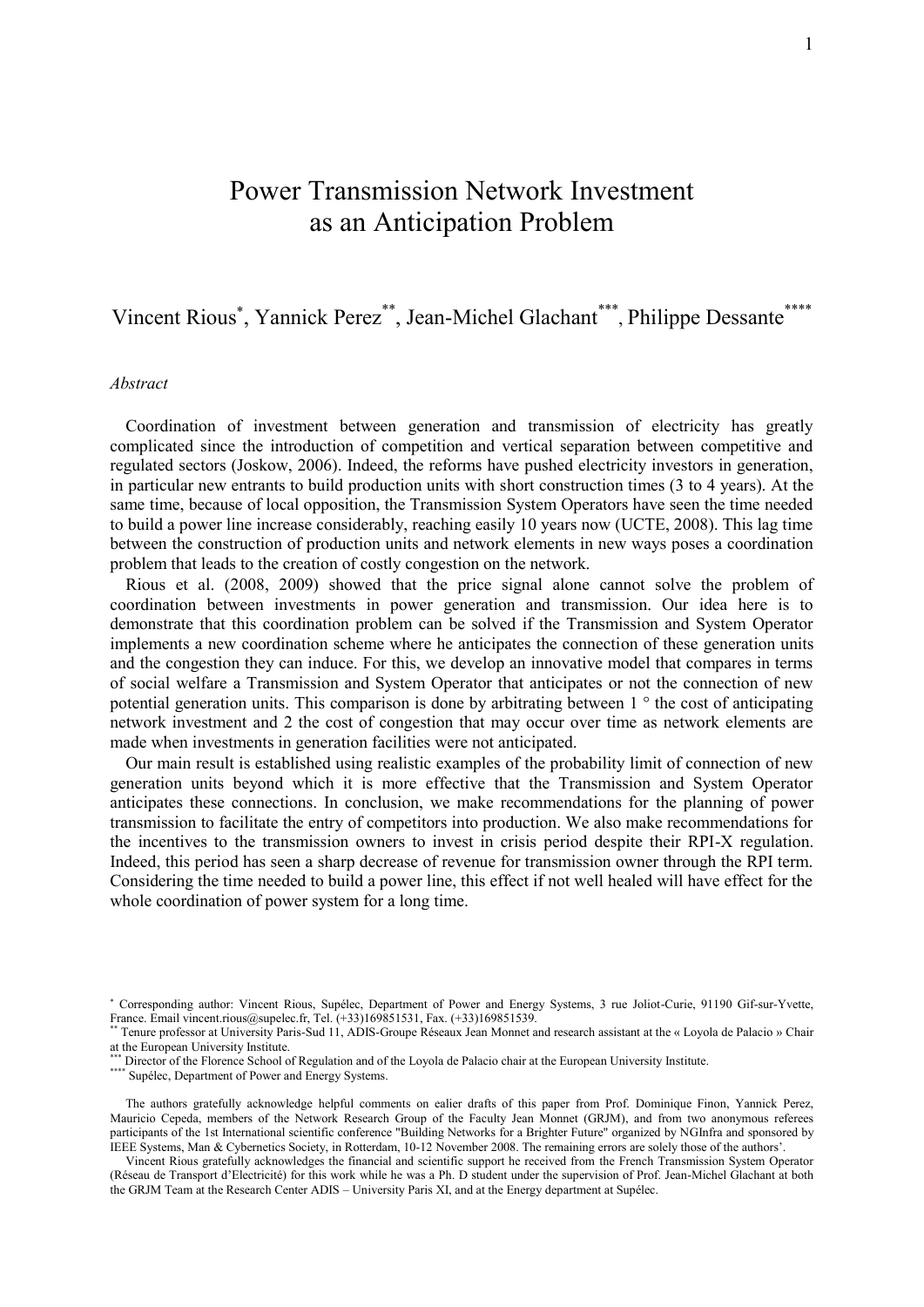# Power Transmission Network Investment as an Anticipation Problem

Vincent Rious[*], Yannick Perez[**], Jean-Michel Glachant[***], Philippe Dessante[****]

*Abstract*

Coordination of investment between generation and transmission of electricity has greatly complicated since the introduction of competition and vertical separation between competitive and regulated sectors (Joskow, 2006). Indeed, the reforms have pushed electricity investors in generation, in particular new entrants to build production units with short construction times (3 to 4 years). At the same time, because of local opposition, the Transmission System Operators have seen the time needed to build a power line increase considerably, reaching easily 10 years now (UCTE, 2008). This lag time between the construction of production units and network elements in new ways poses a coordination problem that leads to the creation of costly congestion on the network.

Rious et al. (2008, 2009) showed that the price signal alone cannot solve the problem of coordination between investments in power generation and transmission. Our idea here is to demonstrate that this coordination problem can be solved if the Transmission and System Operator implements a new coordination scheme where he anticipates the connection of these generation units and the congestion they can induce. For this, we develop an innovative model that compares in terms of social welfare a Transmission and System Operator that anticipates or not the connection of new potential generation units. This comparison is done by arbitrating between 1 ° the cost of anticipating network investment and 2 the cost of congestion that may occur over time as network elements are made when investments in generation facilities were not anticipated.

Our main result is established using realistic examples of the probability limit of connection of new generation units beyond which it is more effective that the Transmission and System Operator anticipates these connections. In conclusion, we make recommendations for the planning of power transmission to facilitate the entry of competitors into production. We also make recommendations for the incentives to the transmission owners to invest in crisis period despite their RPI-X regulation. Indeed, this period has seen a sharp decrease of revenue for transmission owner through the RPI term. Considering the time needed to build a power line, this effect if not well healed will have effect for the whole coordination of power system for a long time.

[*] Corresponding author: Vincent Rious, Supélec, Department of Power and Energy Systems, 3 rue Joliot-Curie, 91190 Gif-sur-Yvette, France. Email vincent.rious@supelec.fr, Tel. (+33)169851531, Fax. (+33)169851539.

[**] Tenure professor at University Paris-Sud 11, ADIS-Groupe Réseaux Jean Monnet and research assistant at the « Loyola de Palacio » Chair at the European University Institute.

[***] Director of the Florence School of Regulation and of the Loyola de Palacio chair at the European University Institute.

[****] Supélec, Department of Power and Energy Systems.

The authors gratefully acknowledge helpful comments on ealier drafts of this paper from Prof. Dominique Finon, Yannick Perez, Mauricio Cepeda, members of the Network Research Group of the Faculty Jean Monnet (GRJM), and from two anonymous referees participants of the 1st International scientific conference "Building Networks for a Brighter Future" organized by NGInfra and sponsored by IEEE Systems, Man & Cybernetics Society, in Rotterdam, 10-12 November 2008. The remaining errors are solely those of the authors'.

Vincent Rious gratefully acknowledges the financial and scientific support he received from the French Transmission System Operator (Réseau de Transport d'Electricité) for this work while he was a Ph. D student under the supervision of Prof. Jean-Michel Glachant at both the GRJM Team at the Research Center ADIS – University Paris XI, and at the Energy department at Supélec.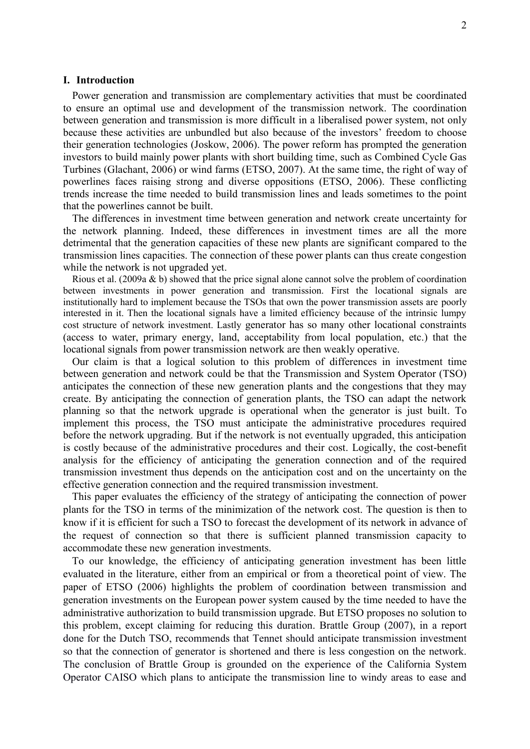# I. Introduction

Power generation and transmission are complementary activities that must be coordinated to ensure an optimal use and development of the transmission network. The coordination between generation and transmission is more difficult in a liberalised power system, not only because these activities are unbundled but also because of the investors' freedom to choose their generation technologies (Joskow, 2006). The power reform has prompted the generation investors to build mainly power plants with short building time, such as Combined Cycle Gas Turbines (Glachant, 2006) or wind farms (ETSO, 2007). At the same time, the right of way of powerlines faces raising strong and diverse oppositions (ETSO, 2006). These conflicting trends increase the time needed to build transmission lines and leads sometimes to the point that the powerlines cannot be built.

The differences in investment time between generation and network create uncertainty for the network planning. Indeed, these differences in investment times are all the more detrimental that the generation capacities of these new plants are significant compared to the transmission lines capacities. The connection of these power plants can thus create congestion while the network is not upgraded yet.

Rious et al. (2009a & b) showed that the price signal alone cannot solve the problem of coordination between investments in power generation and transmission. First the locational signals are institutionally hard to implement because the TSOs that own the power transmission assets are poorly interested in it. Then the locational signals have a limited efficiency because of the intrinsic lumpy cost structure of network investment. Lastly generator has so many other locational constraints (access to water, primary energy, land, acceptability from local population, etc.) that the locational signals from power transmission network are then weakly operative.

Our claim is that a logical solution to this problem of differences in investment time between generation and network could be that the Transmission and System Operator (TSO) anticipates the connection of these new generation plants and the congestions that they may create. By anticipating the connection of generation plants, the TSO can adapt the network planning so that the network upgrade is operational when the generator is just built. To implement this process, the TSO must anticipate the administrative procedures required before the network upgrading. But if the network is not eventually upgraded, this anticipation is costly because of the administrative procedures and their cost. Logically, the cost-benefit analysis for the efficiency of anticipating the generation connection and of the required transmission investment thus depends on the anticipation cost and on the uncertainty on the effective generation connection and the required transmission investment.

This paper evaluates the efficiency of the strategy of anticipating the connection of power plants for the TSO in terms of the minimization of the network cost. The question is then to know if it is efficient for such a TSO to forecast the development of its network in advance of the request of connection so that there is sufficient planned transmission capacity to accommodate these new generation investments.

To our knowledge, the efficiency of anticipating generation investment has been little evaluated in the literature, either from an empirical or from a theoretical point of view. The paper of ETSO (2006) highlights the problem of coordination between transmission and generation investments on the European power system caused by the time needed to have the administrative authorization to build transmission upgrade. But ETSO proposes no solution to this problem, except claiming for reducing this duration. Brattle Group (2007), in a report done for the Dutch TSO, recommends that Tennet should anticipate transmission investment so that the connection of generator is shortened and there is less congestion on the network. The conclusion of Brattle Group is grounded on the experience of the California System Operator CAISO which plans to anticipate the transmission line to windy areas to ease and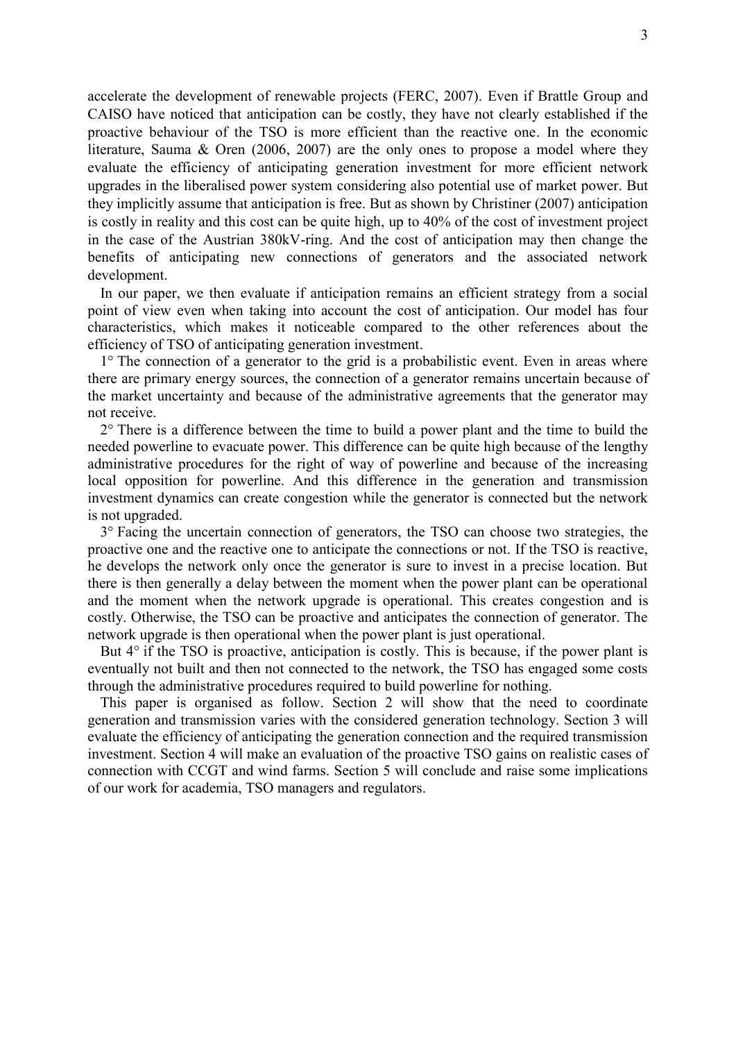accelerate the development of renewable projects (FERC, 2007). Even if Brattle Group and CAISO have noticed that anticipation can be costly, they have not clearly established if the proactive behaviour of the TSO is more efficient than the reactive one. In the economic literature, Sauma & Oren (2006, 2007) are the only ones to propose a model where they evaluate the efficiency of anticipating generation investment for more efficient network upgrades in the liberalised power system considering also potential use of market power. But they implicitly assume that anticipation is free. But as shown by Christiner (2007) anticipation is costly in reality and this cost can be quite high, up to 40% of the cost of investment project in the case of the Austrian 380kV-ring. And the cost of anticipation may then change the benefits of anticipating new connections of generators and the associated network development.

In our paper, we then evaluate if anticipation remains an efficient strategy from a social point of view even when taking into account the cost of anticipation. Our model has four characteristics, which makes it noticeable compared to the other references about the efficiency of TSO of anticipating generation investment.

1° The connection of a generator to the grid is a probabilistic event. Even in areas where there are primary energy sources, the connection of a generator remains uncertain because of the market uncertainty and because of the administrative agreements that the generator may not receive.

2° There is a difference between the time to build a power plant and the time to build the needed powerline to evacuate power. This difference can be quite high because of the lengthy administrative procedures for the right of way of powerline and because of the increasing local opposition for powerline. And this difference in the generation and transmission investment dynamics can create congestion while the generator is connected but the network is not upgraded.

3° Facing the uncertain connection of generators, the TSO can choose two strategies, the proactive one and the reactive one to anticipate the connections or not. If the TSO is reactive, he develops the network only once the generator is sure to invest in a precise location. But there is then generally a delay between the moment when the power plant can be operational and the moment when the network upgrade is operational. This creates congestion and is costly. Otherwise, the TSO can be proactive and anticipates the connection of generator. The network upgrade is then operational when the power plant is just operational.

But 4° if the TSO is proactive, anticipation is costly. This is because, if the power plant is eventually not built and then not connected to the network, the TSO has engaged some costs through the administrative procedures required to build powerline for nothing.

This paper is organised as follow. Section 2 will show that the need to coordinate generation and transmission varies with the considered generation technology. Section 3 will evaluate the efficiency of anticipating the generation connection and the required transmission investment. Section 4 will make an evaluation of the proactive TSO gains on realistic cases of connection with CCGT and wind farms. Section 5 will conclude and raise some implications of our work for academia, TSO managers and regulators.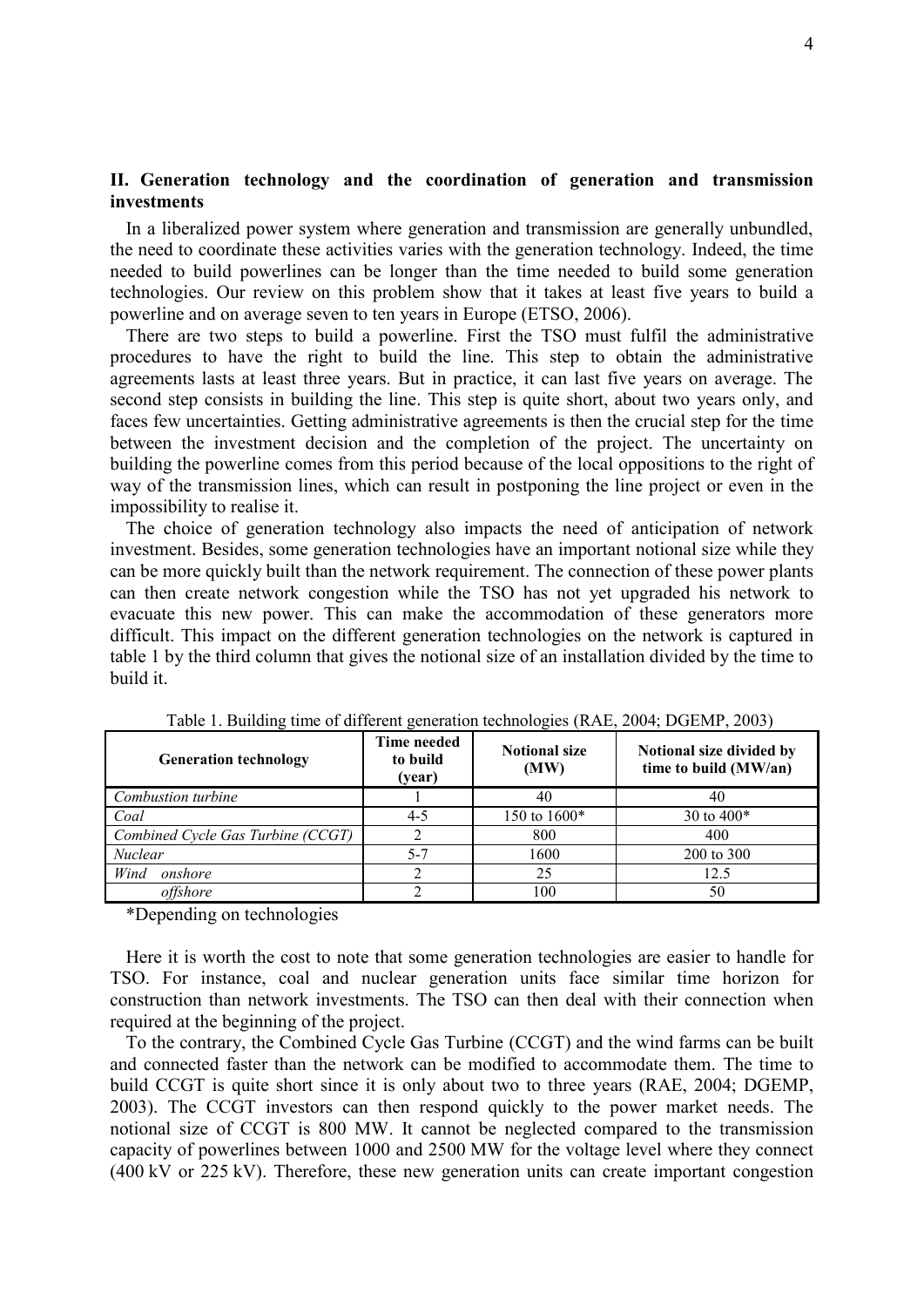## II. Generation technology and the coordination of generation and transmission investments

In a liberalized power system where generation and transmission are generally unbundled, the need to coordinate these activities varies with the generation technology. Indeed, the time needed to build powerlines can be longer than the time needed to build some generation technologies. Our review on this problem show that it takes at least five years to build a powerline and on average seven to ten years in Europe (ETSO, 2006).

There are two steps to build a powerline. First the TSO must fulfil the administrative procedures to have the right to build the line. This step to obtain the administrative agreements lasts at least three years. But in practice, it can last five years on average. The second step consists in building the line. This step is quite short, about two years only, and faces few uncertainties. Getting administrative agreements is then the crucial step for the time between the investment decision and the completion of the project. The uncertainty on building the powerline comes from this period because of the local oppositions to the right of way of the transmission lines, which can result in postponing the line project or even in the impossibility to realise it.

The choice of generation technology also impacts the need of anticipation of network investment. Besides, some generation technologies have an important notional size while they can be more quickly built than the network requirement. The connection of these power plants can then create network congestion while the TSO has not yet upgraded his network to evacuate this new power. This can make the accommodation of these generators more difficult. This impact on the different generation technologies on the network is captured in table 1 by the third column that gives the notional size of an installation divided by the time to build it.

Table 1. Building time of different generation technologies (RAE, 2004; DGEMP, 2003)

| Generation technology | Time needed to build (year) | Notional size (MW) | Notional size divided by time to build (MW/an) |
|---|---|---|---|
| *Combustion turbine* | 1 | 40 | 40 |
| *Coal* | 4-5 | 150 to 1600* | 30 to 400* |
| *Combined Cycle Gas Turbine (CCGT)* | 2 | 800 | 400 |
| *Nuclear* | 5-7 | 1600 | 200 to 300 |
| *Wind onshore* | 2 | 25 | 12.5 |
| *offshore* | 2 | 100 | 50 |

*Depending on technologies

Here it is worth the cost to note that some generation technologies are easier to handle for TSO. For instance, coal and nuclear generation units face similar time horizon for construction than network investments. The TSO can then deal with their connection when required at the beginning of the project.

To the contrary, the Combined Cycle Gas Turbine (CCGT) and the wind farms can be built and connected faster than the network can be modified to accommodate them. The time to build CCGT is quite short since it is only about two to three years (RAE, 2004; DGEMP, 2003). The CCGT investors can then respond quickly to the power market needs. The notional size of CCGT is 800 MW. It cannot be neglected compared to the transmission capacity of powerlines between 1000 and 2500 MW for the voltage level where they connect (400 kV or 225 kV). Therefore, these new generation units can create important congestion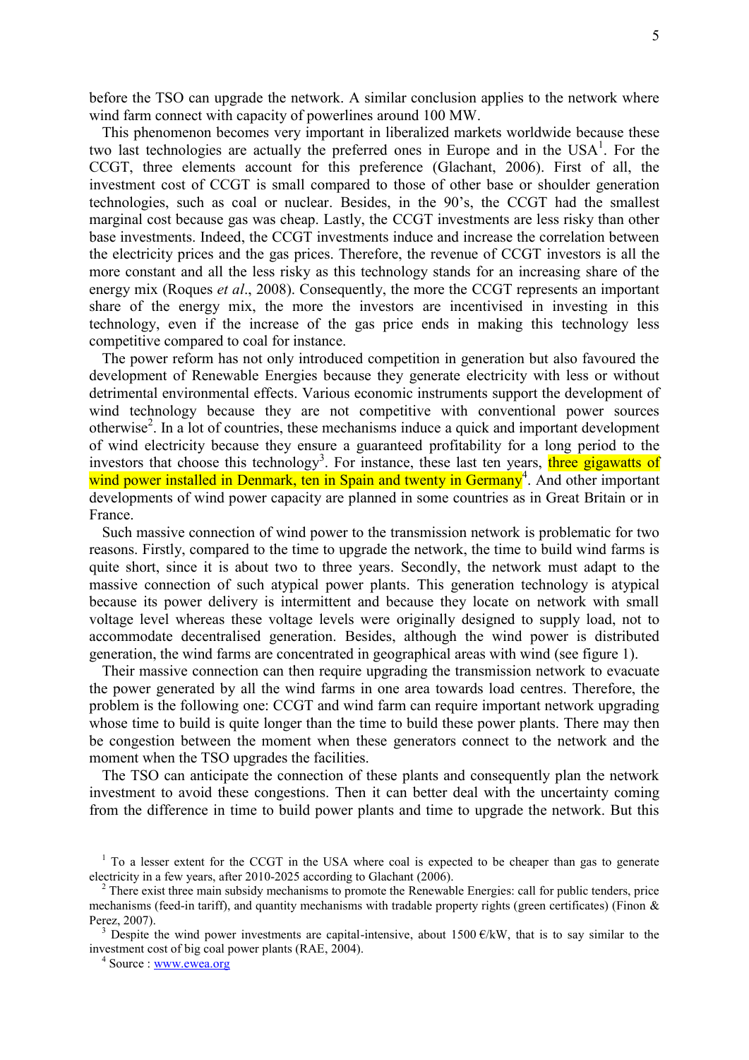before the TSO can upgrade the network. A similar conclusion applies to the network where wind farm connect with capacity of powerlines around 100 MW.

This phenomenon becomes very important in liberalized markets worldwide because these two last technologies are actually the preferred ones in Europe and in the USA[1]. For the CCGT, three elements account for this preference (Glachant, 2006). First of all, the investment cost of CCGT is small compared to those of other base or shoulder generation technologies, such as coal or nuclear. Besides, in the 90's, the CCGT had the smallest marginal cost because gas was cheap. Lastly, the CCGT investments are less risky than other base investments. Indeed, the CCGT investments induce and increase the correlation between the electricity prices and the gas prices. Therefore, the revenue of CCGT investors is all the more constant and all the less risky as this technology stands for an increasing share of the energy mix (Roques *et al*., 2008). Consequently, the more the CCGT represents an important share of the energy mix, the more the investors are incentivised in investing in this technology, even if the increase of the gas price ends in making this technology less competitive compared to coal for instance.

The power reform has not only introduced competition in generation but also favoured the development of Renewable Energies because they generate electricity with less or without detrimental environmental effects. Various economic instruments support the development of wind technology because they are not competitive with conventional power sources otherwise[2]. In a lot of countries, these mechanisms induce a quick and important development of wind electricity because they ensure a guaranteed profitability for a long period to the investors that choose this technology[3]. For instance, these last ten years, three gigawatts of wind power installed in Denmark, ten in Spain and twenty in Germany[4]. And other important developments of wind power capacity are planned in some countries as in Great Britain or in France.

Such massive connection of wind power to the transmission network is problematic for two reasons. Firstly, compared to the time to upgrade the network, the time to build wind farms is quite short, since it is about two to three years. Secondly, the network must adapt to the massive connection of such atypical power plants. This generation technology is atypical because its power delivery is intermittent and because they locate on network with small voltage level whereas these voltage levels were originally designed to supply load, not to accommodate decentralised generation. Besides, although the wind power is distributed generation, the wind farms are concentrated in geographical areas with wind (see figure 1).

Their massive connection can then require upgrading the transmission network to evacuate the power generated by all the wind farms in one area towards load centres. Therefore, the problem is the following one: CCGT and wind farm can require important network upgrading whose time to build is quite longer than the time to build these power plants. There may then be congestion between the moment when these generators connect to the network and the moment when the TSO upgrades the facilities.

The TSO can anticipate the connection of these plants and consequently plan the network investment to avoid these congestions. Then it can better deal with the uncertainty coming from the difference in time to build power plants and time to upgrade the network. But this

---

[1] To a lesser extent for the CCGT in the USA where coal is expected to be cheaper than gas to generate electricity in a few years, after 2010-2025 according to Glachant (2006).

[2] There exist three main subsidy mechanisms to promote the Renewable Energies: call for public tenders, price mechanisms (feed-in tariff), and quantity mechanisms with tradable property rights (green certificates) (Finon & Perez, 2007).

[3] Despite the wind power investments are capital-intensive, about 1500 €/kW, that is to say similar to the investment cost of big coal power plants (RAE, 2004).

[4] Source : www.ewea.org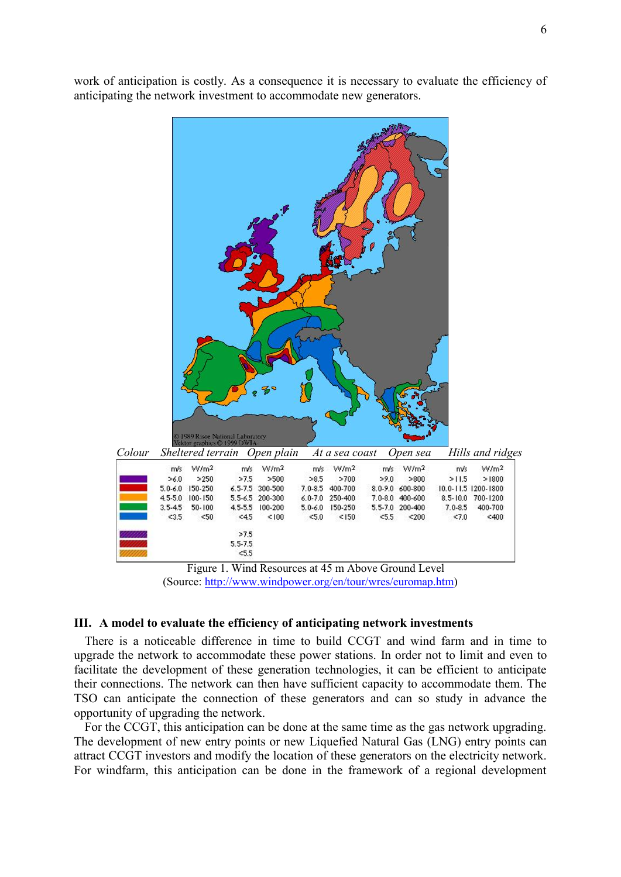work of anticipation is costly. As a consequence it is necessary to evaluate the efficiency of anticipating the network investment to accommodate new generators.

| Colour | Sheltered terrain | | Open plain | | At a sea coast | | Open sea | | Hills and ridges | |
|---|---|---|---|---|---|---|---|---|---|---|
| | m/s | W/m² | m/s | W/m² | m/s | W/m² | m/s | W/m² | m/s | W/m² |
| Purple | >6.0 | >250 | >7.5 | >500 | >8.5 | >700 | >9.0 | >800 | >11.5 | >1800 |
| Red | 5.0-6.0 | 150-250 | 6.5-7.5 | 300-500 | 7.0-8.5 | 400-700 | 8.0-9.0 | 600-800 | 10.0-11.5 | 1200-1800 |
| Orange | 4.5-5.0 | 100-150 | 5.5-6.5 | 200-300 | 6.0-7.0 | 250-400 | 7.0-8.0 | 400-600 | 8.5-10.0 | 700-1200 |
| Green | 3.5-4.5 | 50-100 | 4.5-5.5 | 100-200 | 5.0-6.0 | 150-250 | 5.5-7.0 | 200-400 | 7.0-8.5 | 400-700 |
| Blue | <3.5 | <50 | <4.5 | <100 | <5.0 | <150 | <5.5 | <200 | <7.0 | <400 |
| Purple (hatched) | | | >7.5 | | | | | | | |
| Red (hatched) | | | 5.5-7.5 | | | | | | | |
| Orange (hatched) | | | <5.5 | | | | | | | |

Figure 1. Wind Resources at 45 m Above Ground Level
(Source: http://www.windpower.org/en/tour/wres/euromap.htm)

### III. A model to evaluate the efficiency of anticipating network investments

There is a noticeable difference in time to build CCGT and wind farm and in time to upgrade the network to accommodate these power stations. In order not to limit and even to facilitate the development of these generation technologies, it can be efficient to anticipate their connections. The network can then have sufficient capacity to accommodate them. The TSO can anticipate the connection of these generators and can so study in advance the opportunity of upgrading the network.

For the CCGT, this anticipation can be done at the same time as the gas network upgrading. The development of new entry points or new Liquefied Natural Gas (LNG) entry points can attract CCGT investors and modify the location of these generators on the electricity network. For windfarm, this anticipation can be done in the framework of a regional development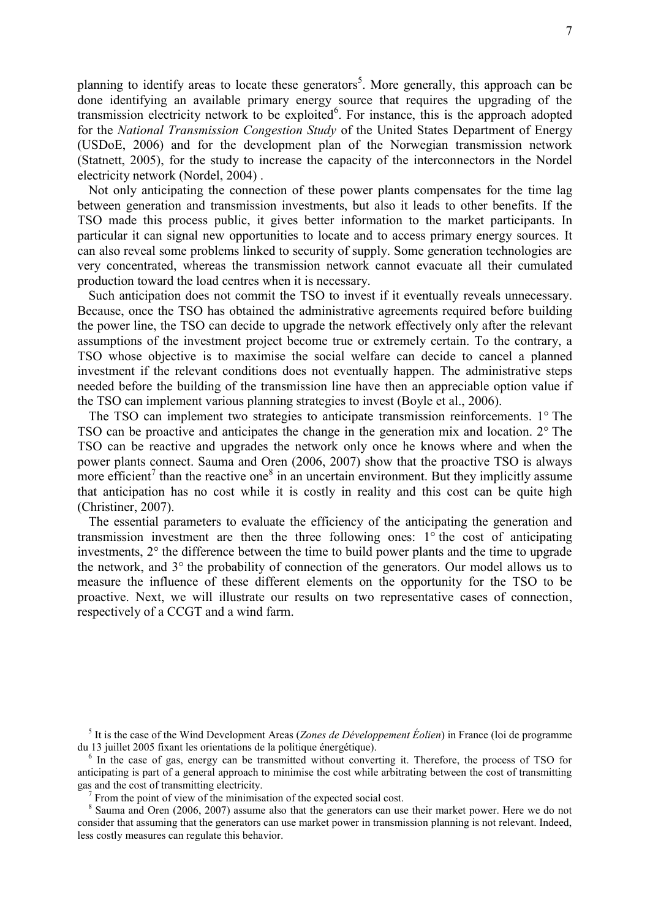planning to identify areas to locate these generators[5]. More generally, this approach can be done identifying an available primary energy source that requires the upgrading of the transmission electricity network to be exploited[6]. For instance, this is the approach adopted for the *National Transmission Congestion Study* of the United States Department of Energy (USDoE, 2006) and for the development plan of the Norwegian transmission network (Statnett, 2005), for the study to increase the capacity of the interconnectors in the Nordel electricity network (Nordel, 2004) .

Not only anticipating the connection of these power plants compensates for the time lag between generation and transmission investments, but also it leads to other benefits. If the TSO made this process public, it gives better information to the market participants. In particular it can signal new opportunities to locate and to access primary energy sources. It can also reveal some problems linked to security of supply. Some generation technologies are very concentrated, whereas the transmission network cannot evacuate all their cumulated production toward the load centres when it is necessary.

Such anticipation does not commit the TSO to invest if it eventually reveals unnecessary. Because, once the TSO has obtained the administrative agreements required before building the power line, the TSO can decide to upgrade the network effectively only after the relevant assumptions of the investment project become true or extremely certain. To the contrary, a TSO whose objective is to maximise the social welfare can decide to cancel a planned investment if the relevant conditions does not eventually happen. The administrative steps needed before the building of the transmission line have then an appreciable option value if the TSO can implement various planning strategies to invest (Boyle et al., 2006).

The TSO can implement two strategies to anticipate transmission reinforcements. 1° The TSO can be proactive and anticipates the change in the generation mix and location. 2° The TSO can be reactive and upgrades the network only once he knows where and when the power plants connect. Sauma and Oren (2006, 2007) show that the proactive TSO is always more efficient[7] than the reactive one[8] in an uncertain environment. But they implicitly assume that anticipation has no cost while it is costly in reality and this cost can be quite high (Christiner, 2007).

The essential parameters to evaluate the efficiency of the anticipating the generation and transmission investment are then the three following ones: 1° the cost of anticipating investments, 2° the difference between the time to build power plants and the time to upgrade the network, and 3° the probability of connection of the generators. Our model allows us to measure the influence of these different elements on the opportunity for the TSO to be proactive. Next, we will illustrate our results on two representative cases of connection, respectively of a CCGT and a wind farm.

---

[5] It is the case of the Wind Development Areas (*Zones de Développement Éolien*) in France (loi de programme du 13 juillet 2005 fixant les orientations de la politique énergétique).

[6] In the case of gas, energy can be transmitted without converting it. Therefore, the process of TSO for anticipating is part of a general approach to minimise the cost while arbitrating between the cost of transmitting gas and the cost of transmitting electricity.

[7] From the point of view of the minimisation of the expected social cost.

[8] Sauma and Oren (2006, 2007) assume also that the generators can use their market power. Here we do not consider that assuming that the generators can use market power in transmission planning is not relevant. Indeed, less costly measures can regulate this behavior.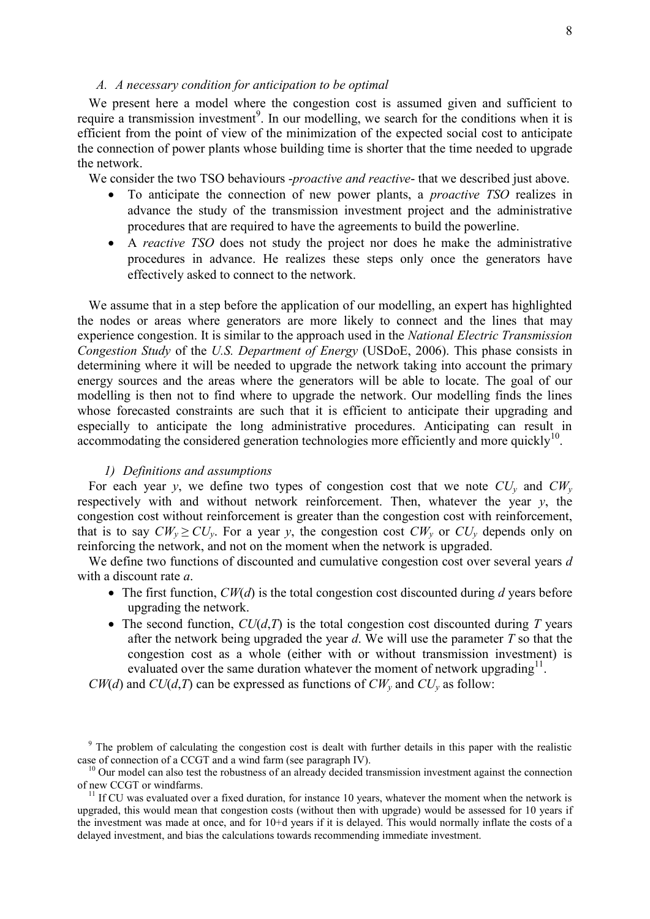### A. A necessary condition for anticipation to be optimal

We present here a model where the congestion cost is assumed given and sufficient to require a transmission investment[9]. In our modelling, we search for the conditions when it is efficient from the point of view of the minimization of the expected social cost to anticipate the connection of power plants whose building time is shorter that the time needed to upgrade the network.

We consider the two TSO behaviours -*proactive and reactive*- that we described just above.

- To anticipate the connection of new power plants, a *proactive TSO* realizes in advance the study of the transmission investment project and the administrative procedures that are required to have the agreements to build the powerline.
- A *reactive TSO* does not study the project nor does he make the administrative procedures in advance. He realizes these steps only once the generators have effectively asked to connect to the network.

We assume that in a step before the application of our modelling, an expert has highlighted the nodes or areas where generators are more likely to connect and the lines that may experience congestion. It is similar to the approach used in the *National Electric Transmission Congestion Study* of the *U.S. Department of Energy* (USDoE, 2006). This phase consists in determining where it will be needed to upgrade the network taking into account the primary energy sources and the areas where the generators will be able to locate. The goal of our modelling is then not to find where to upgrade the network. Our modelling finds the lines whose forecasted constraints are such that it is efficient to anticipate their upgrading and especially to anticipate the long administrative procedures. Anticipating can result in accommodating the considered generation technologies more efficiently and more quickly[10].

#### 1) Definitions and assumptions

For each year $y$, we define two types of congestion cost that we note $CU_y$ and $CW_y$ respectively with and without network reinforcement. Then, whatever the year $y$, the congestion cost without reinforcement is greater than the congestion cost with reinforcement, that is to say $CW_y \geq CU_y$. For a year $y$, the congestion cost $CW_y$ or $CU_y$ depends only on reinforcing the network, and not on the moment when the network is upgraded.

We define two functions of discounted and cumulative congestion cost over several years $d$ with a discount rate $a$.

- The first function, $CW(d)$ is the total congestion cost discounted during $d$ years before upgrading the network.
- The second function, $CU(d,T)$ is the total congestion cost discounted during $T$ years after the network being upgraded the year $d$. We will use the parameter $T$ so that the congestion cost as a whole (either with or without transmission investment) is evaluated over the same duration whatever the moment of network upgrading[11].

$CW(d)$ and $CU(d,T)$ can be expressed as functions of $CW_y$ and $CU_y$ as follow:

[9] The problem of calculating the congestion cost is dealt with further details in this paper with the realistic case of connection of a CCGT and a wind farm (see paragraph IV).

[10] Our model can also test the robustness of an already decided transmission investment against the connection of new CCGT or windfarms.

[11] If CU was evaluated over a fixed duration, for instance 10 years, whatever the moment when the network is upgraded, this would mean that congestion costs (without then with upgrade) would be assessed for 10 years if the investment was made at once, and for 10+d years if it is delayed. This would normally inflate the costs of a delayed investment, and bias the calculations towards recommending immediate investment.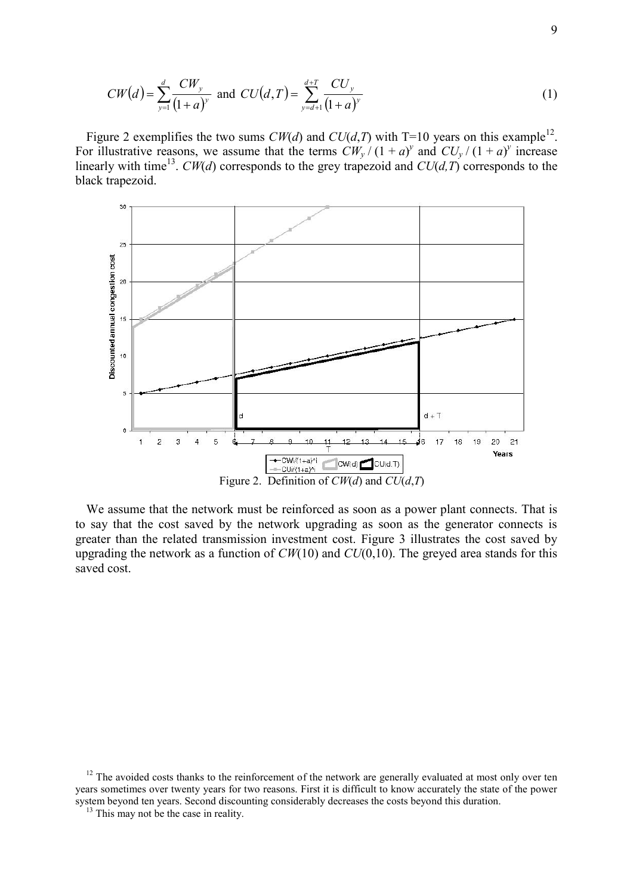$$CW(d) = \sum_{y=1}^{d} \frac{CW_y}{(1+a)^y} \text{ and } CU(d,T) = \sum_{y=d+1}^{d+T} \frac{CU_y}{(1+a)^y} \tag{1}$$

Figure 2 exemplifies the two sums $CW(d)$ and $CU(d,T)$ with T=10 years on this example[12]. For illustrative reasons, we assume that the terms $CW_y / (1 + a)^y$ and $CU_y / (1 + a)^y$ increase linearly with time[13]. $CW(d)$ corresponds to the grey trapezoid and $CU(d,T)$ corresponds to the black trapezoid.

Figure 2. Definition of $CW(d)$ and $CU(d,T)$

We assume that the network must be reinforced as soon as a power plant connects. That is to say that the cost saved by the network upgrading as soon as the generator connects is greater than the related transmission investment cost. Figure 3 illustrates the cost saved by upgrading the network as a function of $CW(10)$ and $CU(0,10)$. The greyed area stands for this saved cost.

[12] The avoided costs thanks to the reinforcement of the network are generally evaluated at most only over ten years sometimes over twenty years for two reasons. First it is difficult to know accurately the state of the power system beyond ten years. Second discounting considerably decreases the costs beyond this duration.

[13] This may not be the case in reality.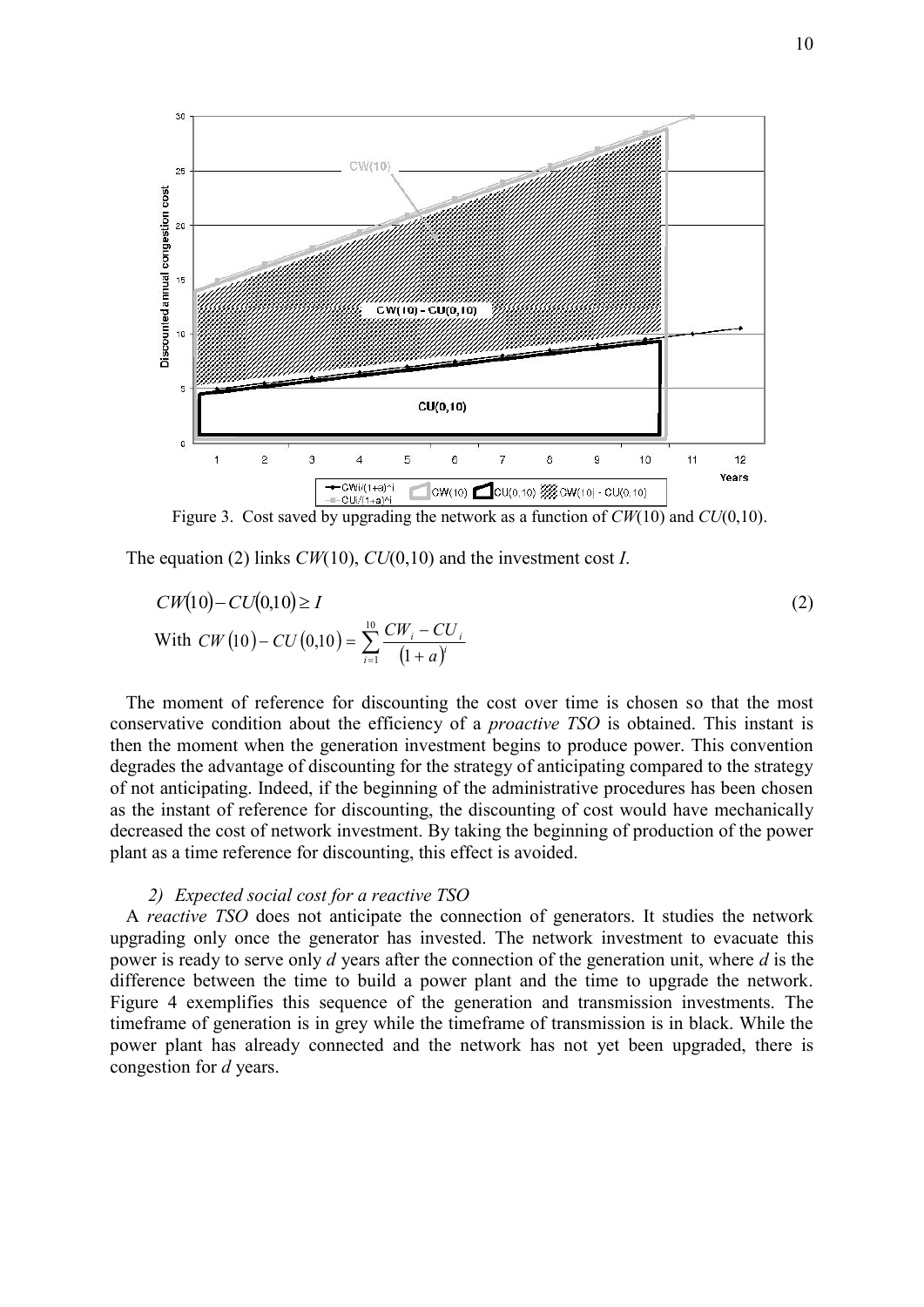Figure 3. Cost saved by upgrading the network as a function of $CW(10)$ and $CU(0,10)$.

The equation (2) links $CW(10)$, $CU(0,10)$ and the investment cost $I$.

$$CW(10) - CU(0,10) \geq I \tag{2}$$

With $CW(10) - CU(0,10) = \sum_{i=1}^{10} \frac{CW_i - CU_i}{(1+a)^i}$

The moment of reference for discounting the cost over time is chosen so that the most conservative condition about the efficiency of a *proactive TSO* is obtained. This instant is then the moment when the generation investment begins to produce power. This convention degrades the advantage of discounting for the strategy of anticipating compared to the strategy of not anticipating. Indeed, if the beginning of the administrative procedures has been chosen as the instant of reference for discounting, the discounting of cost would have mechanically decreased the cost of network investment. By taking the beginning of production of the power plant as a time reference for discounting, this effect is avoided.

### 2) Expected social cost for a reactive TSO

A *reactive TSO* does not anticipate the connection of generators. It studies the network upgrading only once the generator has invested. The network investment to evacuate this power is ready to serve only $d$ years after the connection of the generation unit, where $d$ is the difference between the time to build a power plant and the time to upgrade the network. Figure 4 exemplifies this sequence of the generation and transmission investments. The timeframe of generation is in grey while the timeframe of transmission is in black. While the power plant has already connected and the network has not yet been upgraded, there is congestion for $d$ years.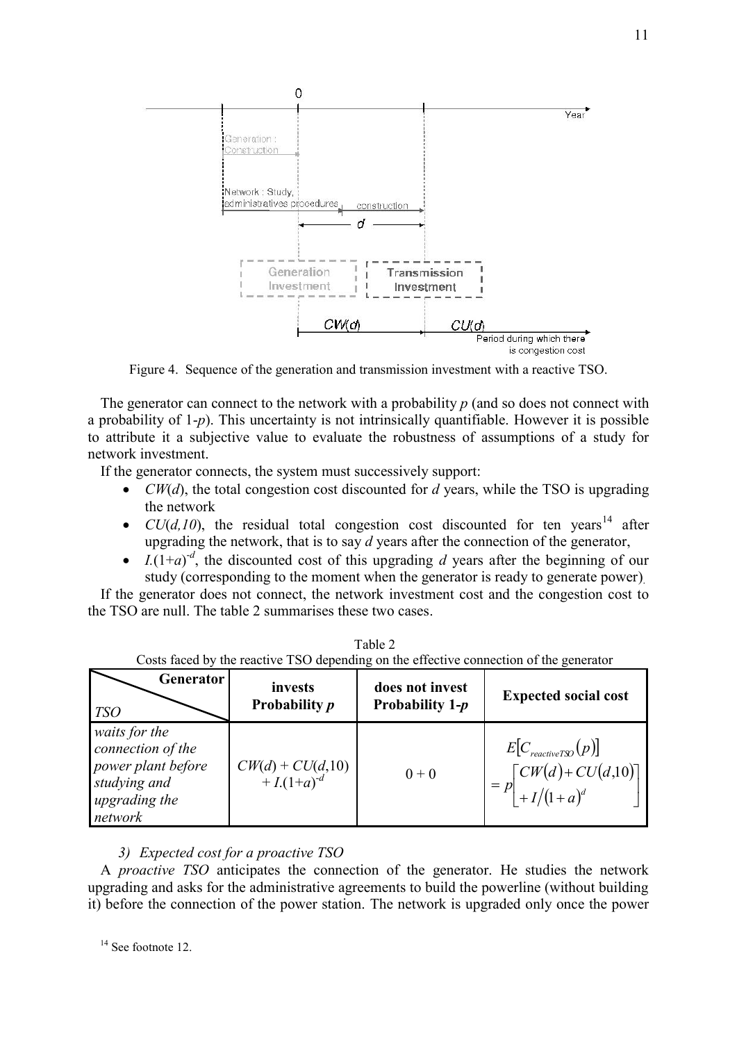Figure 4. Sequence of the generation and transmission investment with a reactive TSO.

The generator can connect to the network with a probability $p$ (and so does not connect with a probability of $1-p$). This uncertainty is not intrinsically quantifiable. However it is possible to attribute it a subjective value to evaluate the robustness of assumptions of a study for network investment.

If the generator connects, the system must successively support:

- $CW(d)$, the total congestion cost discounted for $d$ years, while the TSO is upgrading the network
- $CU(d,10)$, the residual total congestion cost discounted for ten years[14] after upgrading the network, that is to say $d$ years after the connection of the generator,
- $I.(1+a)^{-d}$, the discounted cost of this upgrading $d$ years after the beginning of our study (corresponding to the moment when the generator is ready to generate power).

If the generator does not connect, the network investment cost and the congestion cost to the TSO are null. The table 2 summarises these two cases.

Table 2
Costs faced by the reactive TSO depending on the effective connection of the generator

| TSO \ Generator | invests Probability $p$ | does not invest Probability $1-p$ | Expected social cost |
|---|---|---|---|
| *waits for the connection of the power plant before studying and upgrading the network* | $CW(d) + CU(d,10) + I.(1+a)^{-d}$ | $0 + 0$ | $E[C_{reactiveTSO}(p)] = p\left[CW(d)+CU(d,10) + I/(1+a)^{d}\right]$ |

*3) Expected cost for a proactive TSO*

A *proactive TSO* anticipates the connection of the generator. He studies the network upgrading and asks for the administrative agreements to build the powerline (without building it) before the connection of the power station. The network is upgraded only once the power

[14] See footnote 12.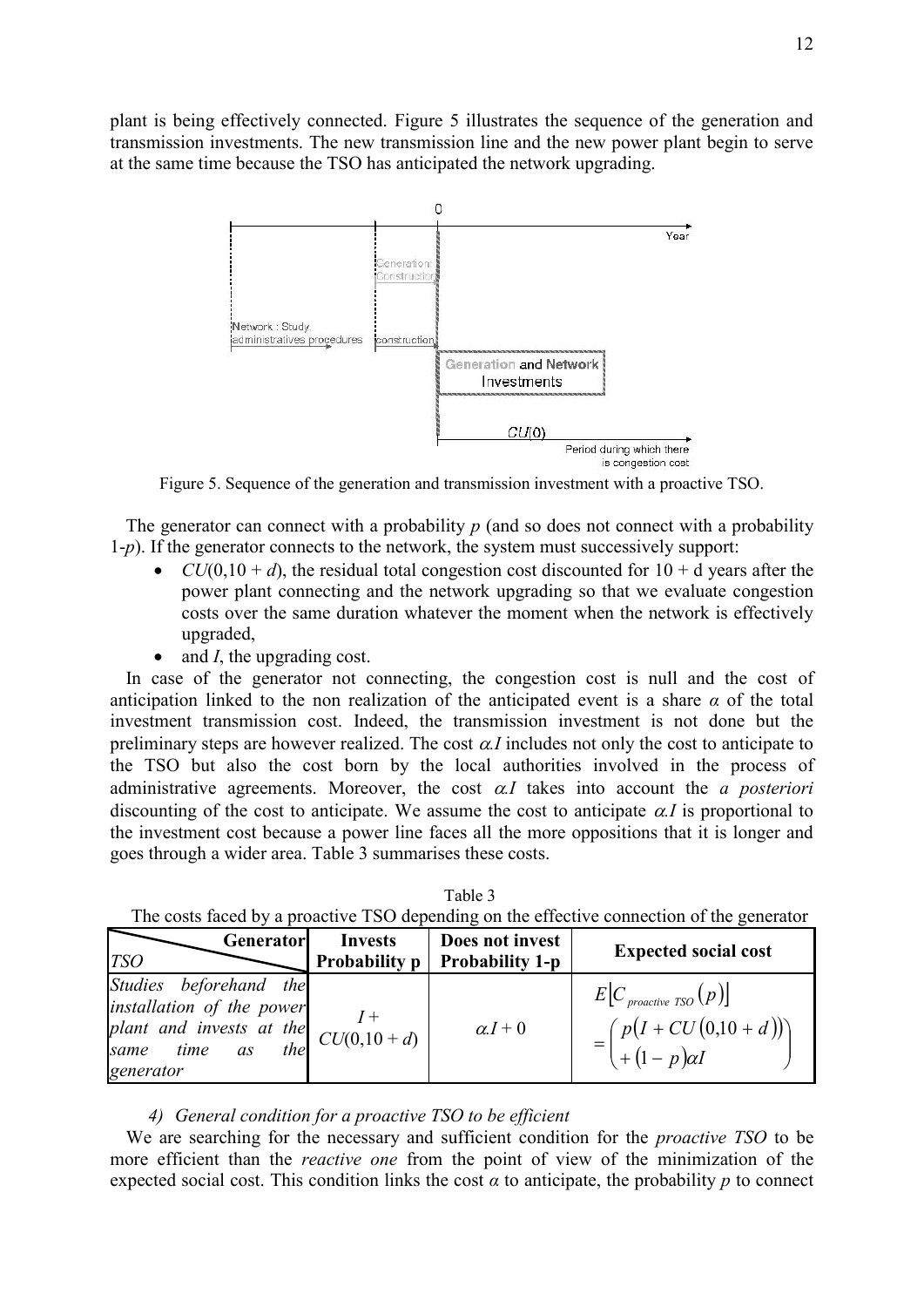plant is being effectively connected. Figure 5 illustrates the sequence of the generation and transmission investments. The new transmission line and the new power plant begin to serve at the same time because the TSO has anticipated the network upgrading.

Figure 5. Sequence of the generation and transmission investment with a proactive TSO.

The generator can connect with a probability $p$ (and so does not connect with a probability 1-$p$). If the generator connects to the network, the system must successively support:

- $CU(0,10 + d)$, the residual total congestion cost discounted for 10 + d years after the power plant connecting and the network upgrading so that we evaluate congestion costs over the same duration whatever the moment when the network is effectively upgraded,
- and $I$, the upgrading cost.

In case of the generator not connecting, the congestion cost is null and the cost of anticipation linked to the non realization of the anticipated event is a share $\alpha$ of the total investment transmission cost. Indeed, the transmission investment is not done but the preliminary steps are however realized. The cost $\alpha.I$ includes not only the cost to anticipate to the TSO but also the cost born by the local authorities involved in the process of administrative agreements. Moreover, the cost $\alpha.I$ takes into account the *a posteriori* discounting of the cost to anticipate. We assume the cost to anticipate $\alpha.I$ is proportional to the investment cost because a power line faces all the more oppositions that it is longer and goes through a wider area. Table 3 summarises these costs.

Table 3
The costs faced by a proactive TSO depending on the effective connection of the generator

| *TSO* \ **Generator** | **Invests Probability p** | **Does not invest Probability 1-p** | **Expected social cost** |
|---|---|---|---|
| *Studies beforehand the installation of the power plant and invests at the same time as the generator* | $I + CU(0,10 + d)$ | $\alpha.I + 0$ | $E\left[C_{proactive\ TSO}(p)\right] = \begin{pmatrix} p\left(I + CU(0,10 + d)\right) \\ + (1-p)\alpha I \end{pmatrix}$ |

*4) General condition for a proactive TSO to be efficient*

We are searching for the necessary and sufficient condition for the *proactive TSO* to be more efficient than the *reactive one* from the point of view of the minimization of the expected social cost. This condition links the cost $\alpha$ to anticipate, the probability $p$ to connect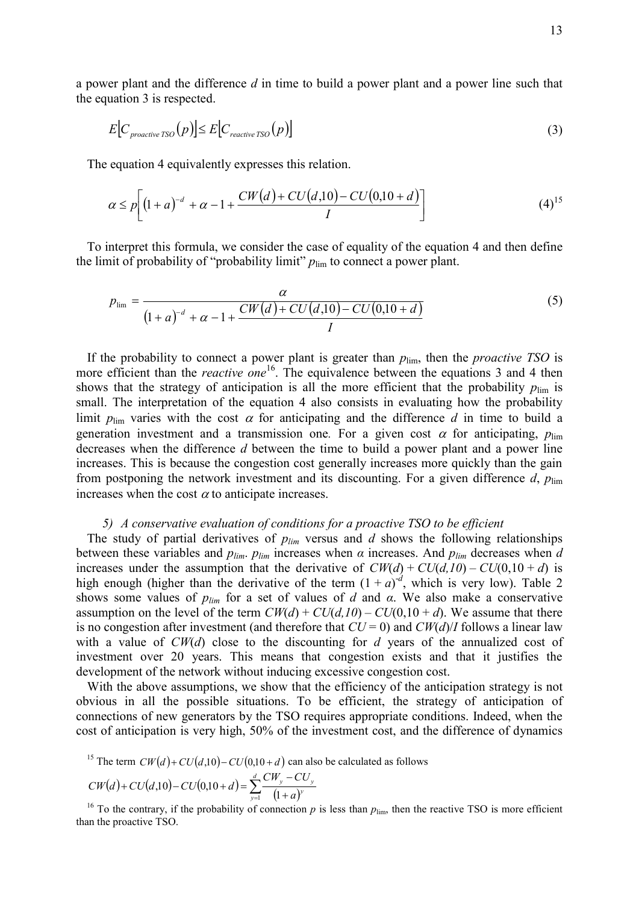a power plant and the difference $d$ in time to build a power plant and a power line such that the equation 3 is respected.

$$E\left[C_{proactive\,TSO}(p)\right] \leq E\left[C_{reactive\,TSO}(p)\right] \tag{3}$$

The equation 4 equivalently expresses this relation.

$$\alpha \leq p\left[(1+a)^{-d} + \alpha - 1 + \frac{CW(d) + CU(d,10) - CU(0,10+d)}{I}\right] \tag{4}$$

[15]

To interpret this formula, we consider the case of equality of the equation 4 and then define the limit of probability of "probability limit" $p_{\lim}$ to connect a power plant.

$$p_{\lim} = \frac{\alpha}{(1+a)^{-d} + \alpha - 1 + \frac{CW(d) + CU(d,10) - CU(0,10+d)}{I}} \tag{5}$$

If the probability to connect a power plant is greater than $p_{\lim}$, then the *proactive TSO* is more efficient than the *reactive one*[16]. The equivalence between the equations 3 and 4 then shows that the strategy of anticipation is all the more efficient that the probability $p_{\lim}$ is small. The interpretation of the equation 4 also consists in evaluating how the probability limit $p_{\lim}$ varies with the cost $\alpha$ for anticipating and the difference $d$ in time to build a generation investment and a transmission one. For a given cost $\alpha$ for anticipating, $p_{\lim}$ decreases when the difference $d$ between the time to build a power plant and a power line increases. This is because the congestion cost generally increases more quickly than the gain from postponing the network investment and its discounting. For a given difference $d$, $p_{\lim}$ increases when the cost $\alpha$ to anticipate increases.

*5) A conservative evaluation of conditions for a proactive TSO to be efficient*

The study of partial derivatives of $p_{lim}$ versus and $d$ shows the following relationships between these variables and $p_{lim}$. $p_{lim}$ increases when $\alpha$ increases. And $p_{lim}$ decreases when $d$ increases under the assumption that the derivative of $CW(d) + CU(d,10) - CU(0,10+d)$ is high enough (higher than the derivative of the term $(1+a)^{-d}$, which is very low). Table 2 shows some values of $p_{lim}$ for a set of values of $d$ and $\alpha$. We also make a conservative assumption on the level of the term $CW(d) + CU(d,10) - CU(0,10+d)$. We assume that there is no congestion after investment (and therefore that $CU = 0$) and $CW(d)/I$ follows a linear law with a value of $CW(d)$ close to the discounting for $d$ years of the annualized cost of investment over 20 years. This means that congestion exists and that it justifies the development of the network without inducing excessive congestion cost.

With the above assumptions, we show that the efficiency of the anticipation strategy is not obvious in all the possible situations. To be efficient, the strategy of anticipation of connections of new generators by the TSO requires appropriate conditions. Indeed, when the cost of anticipation is very high, 50% of the investment cost, and the difference of dynamics

[15] The term $CW(d) + CU(d,10) - CU(0,10+d)$ can also be calculated as follows

$$CW(d) + CU(d,10) - CU(0,10+d) = \sum_{y=1}^{d} \frac{CW_y - CU_y}{(1+a)^y}$$

[16] To the contrary, if the probability of connection $p$ is less than $p_{\lim}$, then the reactive TSO is more efficient than the proactive TSO.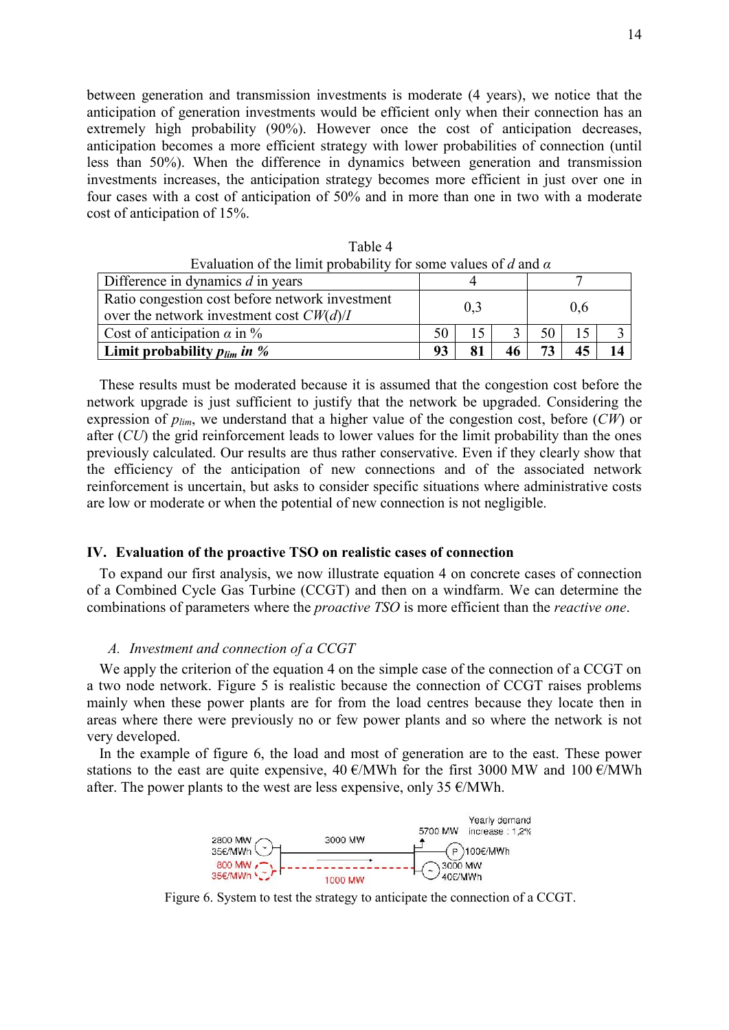between generation and transmission investments is moderate (4 years), we notice that the anticipation of generation investments would be efficient only when their connection has an extremely high probability (90%). However once the cost of anticipation decreases, anticipation becomes a more efficient strategy with lower probabilities of connection (until less than 50%). When the difference in dynamics between generation and transmission investments increases, the anticipation strategy becomes more efficient in just over one in four cases with a cost of anticipation of 50% and in more than one in two with a moderate cost of anticipation of 15%.

Table 4
Evaluation of the limit probability for some values of $d$ and $\alpha$

| Difference in dynamics $d$ in years | 4 | | | 7 | | |
|---|---|---|---|---|---|---|
| Ratio congestion cost before network investment over the network investment cost $CW(d)/I$ | 0,3 | | | 0,6 | | |
| Cost of anticipation $\alpha$ in % | 50 | 15 | 3 | 50 | 15 | 3 |
| **Limit probability $p_{lim}$ in %** | **93** | **81** | **46** | **73** | **45** | **14** |

These results must be moderated because it is assumed that the congestion cost before the network upgrade is just sufficient to justify that the network be upgraded. Considering the expression of $p_{lim}$, we understand that a higher value of the congestion cost, before ($CW$) or after ($CU$) the grid reinforcement leads to lower values for the limit probability than the ones previously calculated. Our results are thus rather conservative. Even if they clearly show that the efficiency of the anticipation of new connections and of the associated network reinforcement is uncertain, but asks to consider specific situations where administrative costs are low or moderate or when the potential of new connection is not negligible.

## IV. Evaluation of the proactive TSO on realistic cases of connection

To expand our first analysis, we now illustrate equation 4 on concrete cases of connection of a Combined Cycle Gas Turbine (CCGT) and then on a windfarm. We can determine the combinations of parameters where the *proactive TSO* is more efficient than the *reactive one*.

### A. *Investment and connection of a CCGT*

We apply the criterion of the equation 4 on the simple case of the connection of a CCGT on a two node network. Figure 5 is realistic because the connection of CCGT raises problems mainly when these power plants are for from the load centres because they locate then in areas where there were previously no or few power plants and so where the network is not very developed.

In the example of figure 6, the load and most of generation are to the east. These power stations to the east are quite expensive, 40 €/MWh for the first 3000 MW and 100 €/MWh after. The power plants to the west are less expensive, only 35 €/MWh.

Figure 6. System to test the strategy to anticipate the connection of a CCGT.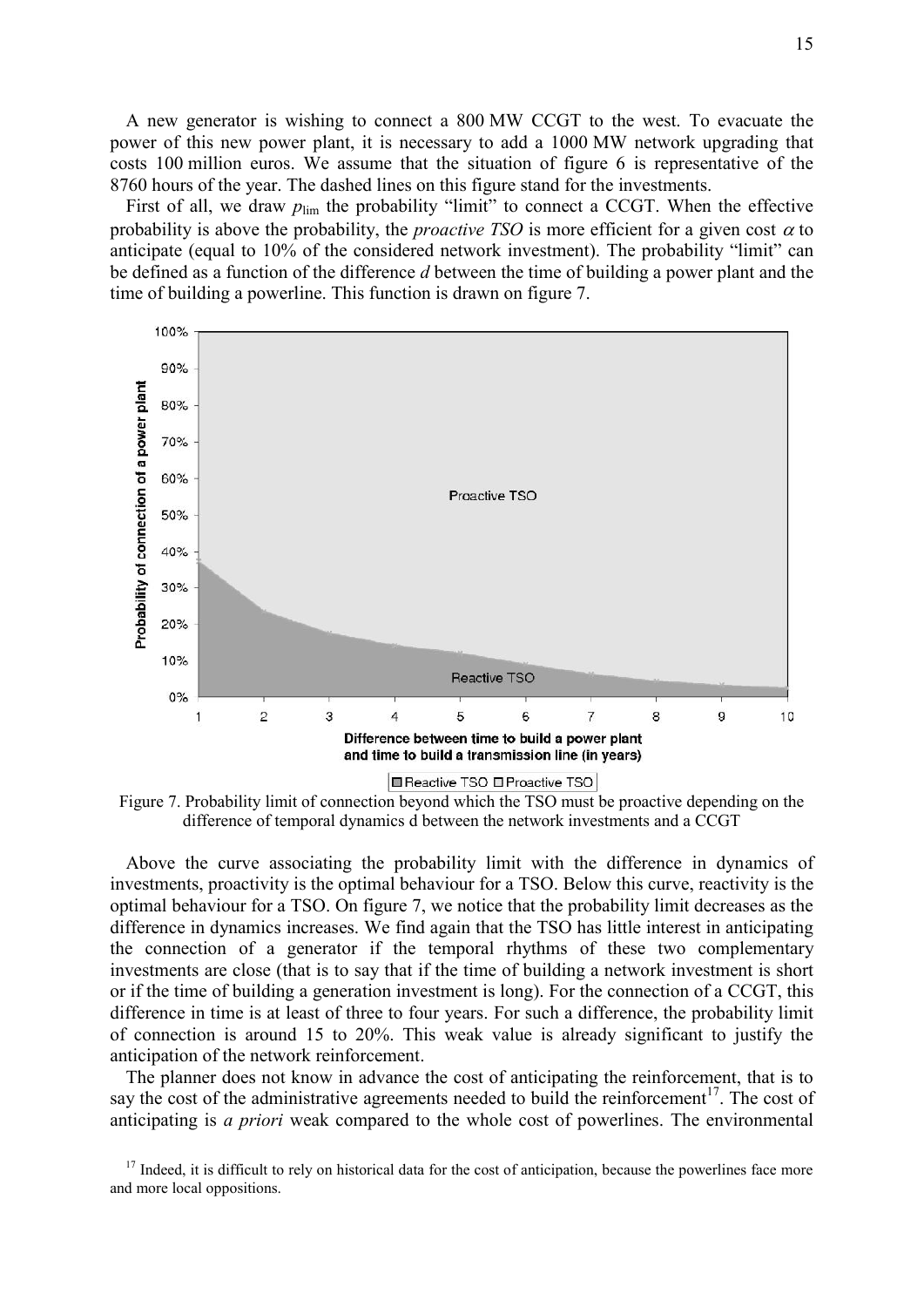A new generator is wishing to connect a 800 MW CCGT to the west. To evacuate the power of this new power plant, it is necessary to add a 1000 MW network upgrading that costs 100 million euros. We assume that the situation of figure 6 is representative of the 8760 hours of the year. The dashed lines on this figure stand for the investments.

First of all, we draw $p_{\lim}$ the probability "limit" to connect a CCGT. When the effective probability is above the probability, the *proactive TSO* is more efficient for a given cost $\alpha$ to anticipate (equal to 10% of the considered network investment). The probability "limit" can be defined as a function of the difference *d* between the time of building a power plant and the time of building a powerline. This function is drawn on figure 7.

Figure 7. Probability limit of connection beyond which the TSO must be proactive depending on the difference of temporal dynamics d between the network investments and a CCGT

Above the curve associating the probability limit with the difference in dynamics of investments, proactivity is the optimal behaviour for a TSO. Below this curve, reactivity is the optimal behaviour for a TSO. On figure 7, we notice that the probability limit decreases as the difference in dynamics increases. We find again that the TSO has little interest in anticipating the connection of a generator if the temporal rhythms of these two complementary investments are close (that is to say that if the time of building a network investment is short or if the time of building a generation investment is long). For the connection of a CCGT, this difference in time is at least of three to four years. For such a difference, the probability limit of connection is around 15 to 20%. This weak value is already significant to justify the anticipation of the network reinforcement.

The planner does not know in advance the cost of anticipating the reinforcement, that is to say the cost of the administrative agreements needed to build the reinforcement[17]. The cost of anticipating is *a priori* weak compared to the whole cost of powerlines. The environmental

[17] Indeed, it is difficult to rely on historical data for the cost of anticipation, because the powerlines face more and more local oppositions.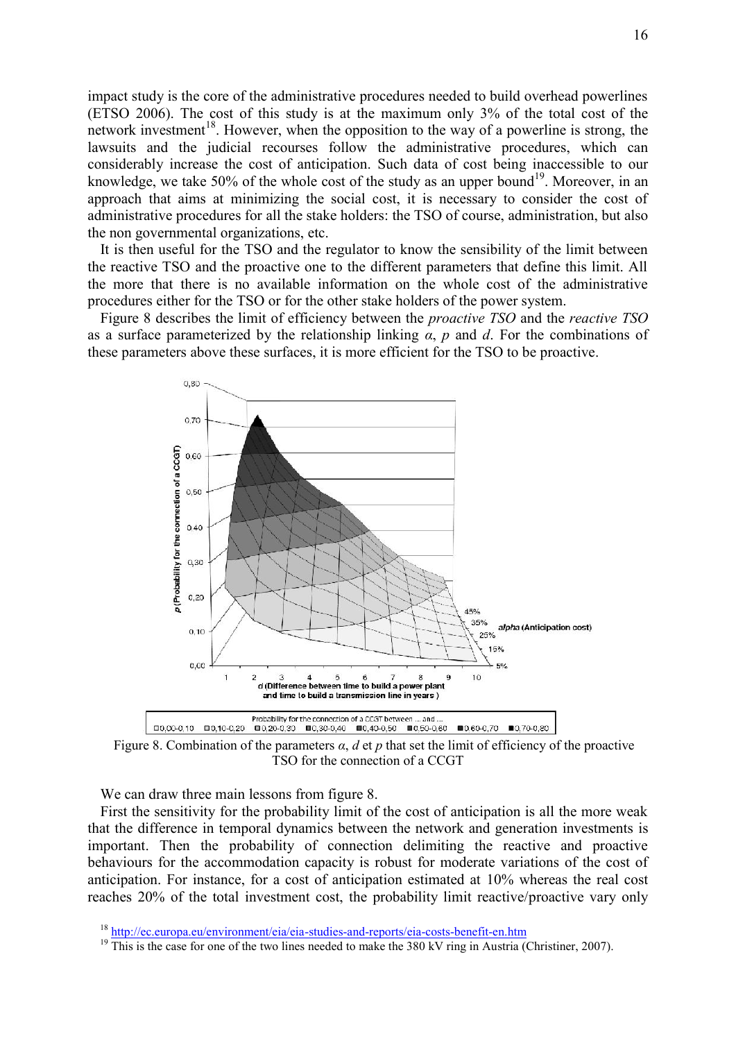impact study is the core of the administrative procedures needed to build overhead powerlines (ETSO 2006). The cost of this study is at the maximum only 3% of the total cost of the network investment[18]. However, when the opposition to the way of a powerline is strong, the lawsuits and the judicial recourses follow the administrative procedures, which can considerably increase the cost of anticipation. Such data of cost being inaccessible to our knowledge, we take 50% of the whole cost of the study as an upper bound[19]. Moreover, in an approach that aims at minimizing the social cost, it is necessary to consider the cost of administrative procedures for all the stake holders: the TSO of course, administration, but also the non governmental organizations, etc.

It is then useful for the TSO and the regulator to know the sensibility of the limit between the reactive TSO and the proactive one to the different parameters that define this limit. All the more that there is no available information on the whole cost of the administrative procedures either for the TSO or for the other stake holders of the power system.

Figure 8 describes the limit of efficiency between the *proactive TSO* and the *reactive TSO* as a surface parameterized by the relationship linking $\alpha$, $p$ and $d$. For the combinations of these parameters above these surfaces, it is more efficient for the TSO to be proactive.

Figure 8. Combination of the parameters $\alpha$, $d$ et $p$ that set the limit of efficiency of the proactive TSO for the connection of a CCGT

We can draw three main lessons from figure 8.

First the sensitivity for the probability limit of the cost of anticipation is all the more weak that the difference in temporal dynamics between the network and generation investments is important. Then the probability of connection delimiting the reactive and proactive behaviours for the accommodation capacity is robust for moderate variations of the cost of anticipation. For instance, for a cost of anticipation estimated at 10% whereas the real cost reaches 20% of the total investment cost, the probability limit reactive/proactive vary only

[18] http://ec.europa.eu/environment/eia/eia-studies-and-reports/eia-costs-benefit-en.htm

[19] This is the case for one of the two lines needed to make the 380 kV ring in Austria (Christiner, 2007).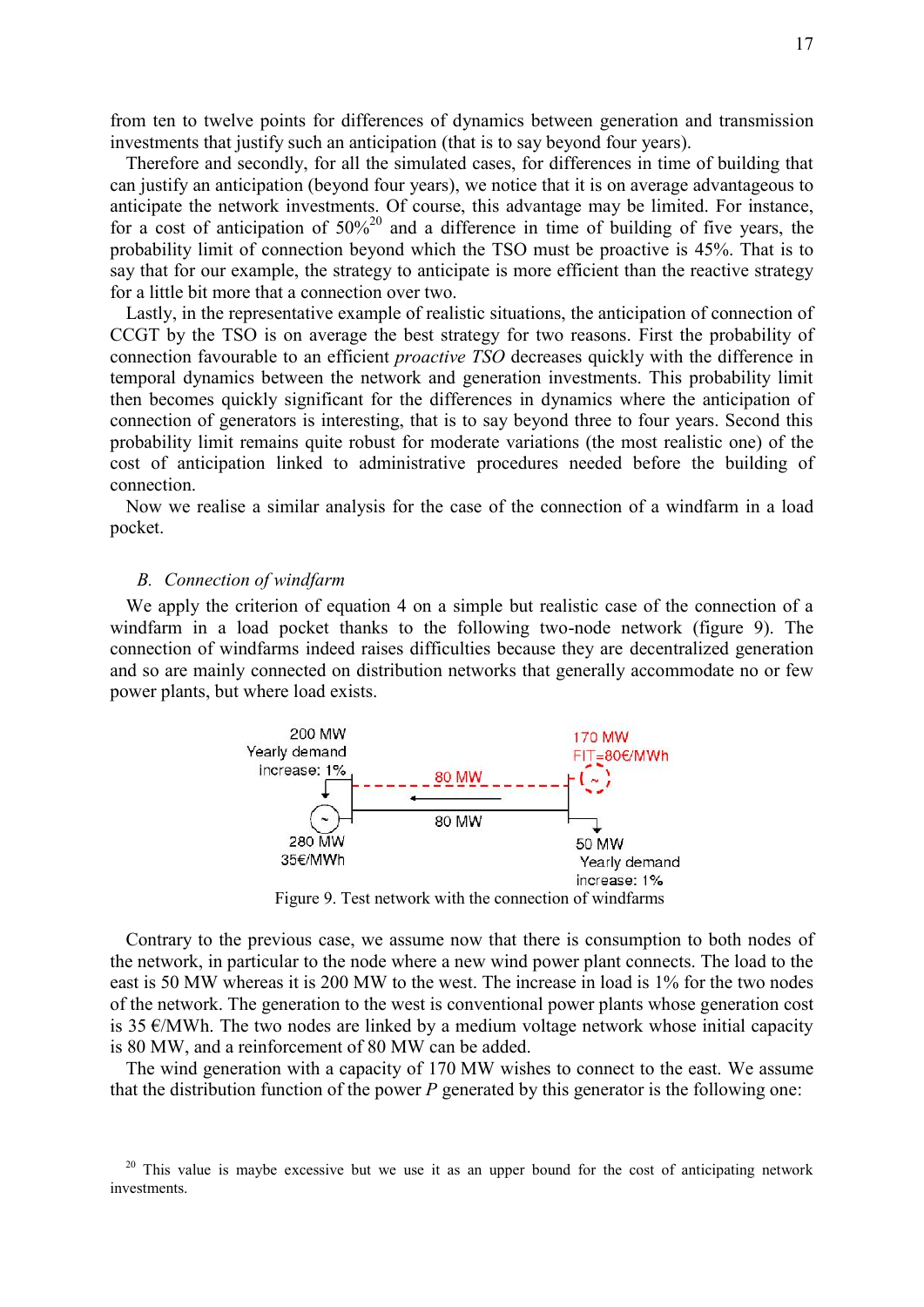from ten to twelve points for differences of dynamics between generation and transmission investments that justify such an anticipation (that is to say beyond four years).

Therefore and secondly, for all the simulated cases, for differences in time of building that can justify an anticipation (beyond four years), we notice that it is on average advantageous to anticipate the network investments. Of course, this advantage may be limited. For instance, for a cost of anticipation of 50%[20] and a difference in time of building of five years, the probability limit of connection beyond which the TSO must be proactive is 45%. That is to say that for our example, the strategy to anticipate is more efficient than the reactive strategy for a little bit more that a connection over two.

Lastly, in the representative example of realistic situations, the anticipation of connection of CCGT by the TSO is on average the best strategy for two reasons. First the probability of connection favourable to an efficient *proactive TSO* decreases quickly with the difference in temporal dynamics between the network and generation investments. This probability limit then becomes quickly significant for the differences in dynamics where the anticipation of connection of generators is interesting, that is to say beyond three to four years. Second this probability limit remains quite robust for moderate variations (the most realistic one) of the cost of anticipation linked to administrative procedures needed before the building of connection.

Now we realise a similar analysis for the case of the connection of a windfarm in a load pocket.

### B. *Connection of windfarm*

We apply the criterion of equation 4 on a simple but realistic case of the connection of a windfarm in a load pocket thanks to the following two-node network (figure 9). The connection of windfarms indeed raises difficulties because they are decentralized generation and so are mainly connected on distribution networks that generally accommodate no or few power plants, but where load exists.

Figure 9. Test network with the connection of windfarms

Contrary to the previous case, we assume now that there is consumption to both nodes of the network, in particular to the node where a new wind power plant connects. The load to the east is 50 MW whereas it is 200 MW to the west. The increase in load is 1% for the two nodes of the network. The generation to the west is conventional power plants whose generation cost is 35 €/MWh. The two nodes are linked by a medium voltage network whose initial capacity is 80 MW, and a reinforcement of 80 MW can be added.

The wind generation with a capacity of 170 MW wishes to connect to the east. We assume that the distribution function of the power $P$ generated by this generator is the following one:

[20] This value is maybe excessive but we use it as an upper bound for the cost of anticipating network investments.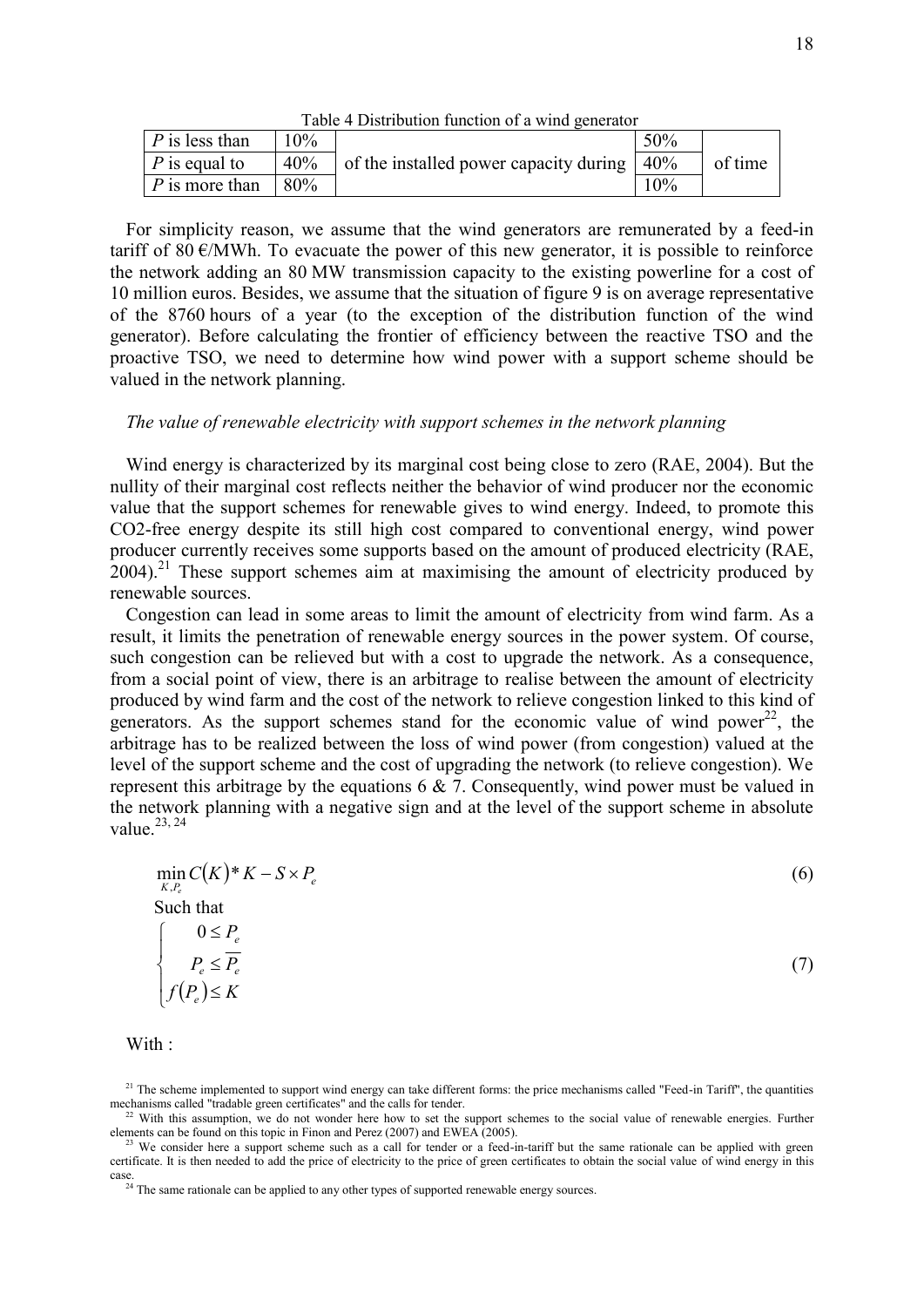Table 4 Distribution function of a wind generator

| | | | | |
|---|---|---|---|---|
| $P$ is less than | 10% | of the installed power capacity during | 50% | of time |
| $P$ is equal to | 40% | | 40% | |
| $P$ is more than | 80% | | 10% | |

For simplicity reason, we assume that the wind generators are remunerated by a feed-in tariff of 80 €/MWh. To evacuate the power of this new generator, it is possible to reinforce the network adding an 80 MW transmission capacity to the existing powerline for a cost of 10 million euros. Besides, we assume that the situation of figure 9 is on average representative of the 8760 hours of a year (to the exception of the distribution function of the wind generator). Before calculating the frontier of efficiency between the reactive TSO and the proactive TSO, we need to determine how wind power with a support scheme should be valued in the network planning.

*The value of renewable electricity with support schemes in the network planning*

Wind energy is characterized by its marginal cost being close to zero (RAE, 2004). But the nullity of their marginal cost reflects neither the behavior of wind producer nor the economic value that the support schemes for renewable gives to wind energy. Indeed, to promote this CO2-free energy despite its still high cost compared to conventional energy, wind power producer currently receives some supports based on the amount of produced electricity (RAE, 2004).[21] These support schemes aim at maximising the amount of electricity produced by renewable sources.

Congestion can lead in some areas to limit the amount of electricity from wind farm. As a result, it limits the penetration of renewable energy sources in the power system. Of course, such congestion can be relieved but with a cost to upgrade the network. As a consequence, from a social point of view, there is an arbitrage to realise between the amount of electricity produced by wind farm and the cost of the network to relieve congestion linked to this kind of generators. As the support schemes stand for the economic value of wind power[22], the arbitrage has to be realized between the loss of wind power (from congestion) valued at the level of the support scheme and the cost of upgrading the network (to relieve congestion). We represent this arbitrage by the equations 6 & 7. Consequently, wind power must be valued in the network planning with a negative sign and at the level of the support scheme in absolute value.[23, 24]

$$\min_{K,P_e} C(K)*K - S \times P_e \tag{6}$$

Such that

$$\begin{cases} 0 \le P_e \\ P_e \le \overline{P_e} \\ f(P_e) \le K \end{cases} \tag{7}$$

With :

[21] The scheme implemented to support wind energy can take different forms: the price mechanisms called "Feed-in Tariff", the quantities mechanisms called "tradable green certificates" and the calls for tender.

[22] With this assumption, we do not wonder here how to set the support schemes to the social value of renewable energies. Further elements can be found on this topic in Finon and Perez (2007) and EWEA (2005).

[23] We consider here a support scheme such as a call for tender or a feed-in-tariff but the same rationale can be applied with green certificate. It is then needed to add the price of electricity to the price of green certificates to obtain the social value of wind energy in this case.

[24] The same rationale can be applied to any other types of supported renewable energy sources.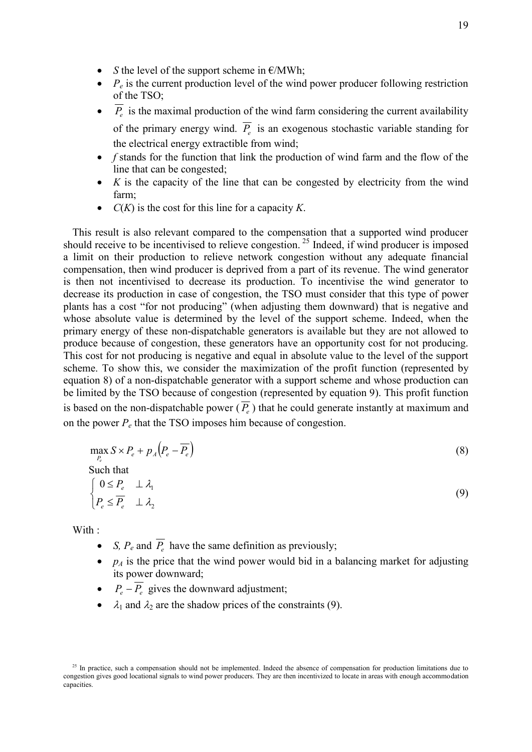- $S$ the level of the support scheme in €/MWh;
- $P_e$ is the current production level of the wind power producer following restriction of the TSO;
- $\overline{P_e}$ is the maximal production of the wind farm considering the current availability of the primary energy wind. $\overline{P_e}$ is an exogenous stochastic variable standing for the electrical energy extractible from wind;
- $f$ stands for the function that link the production of wind farm and the flow of the line that can be congested;
- $K$ is the capacity of the line that can be congested by electricity from the wind farm;
- $C(K)$ is the cost for this line for a capacity $K$.

This result is also relevant compared to the compensation that a supported wind producer should receive to be incentivised to relieve congestion.[25] Indeed, if wind producer is imposed a limit on their production to relieve network congestion without any adequate financial compensation, then wind producer is deprived from a part of its revenue. The wind generator is then not incentivised to decrease its production. To incentivise the wind generator to decrease its production in case of congestion, the TSO must consider that this type of power plants has a cost "for not producing" (when adjusting them downward) that is negative and whose absolute value is determined by the level of the support scheme. Indeed, when the primary energy of these non-dispatchable generators is available but they are not allowed to produce because of congestion, these generators have an opportunity cost for not producing. This cost for not producing is negative and equal in absolute value to the level of the support scheme. To show this, we consider the maximization of the profit function (represented by equation 8) of a non-dispatchable generator with a support scheme and whose production can be limited by the TSO because of congestion (represented by equation 9). This profit function is based on the non-dispatchable power ($\overline{P_e}$) that he could generate instantly at maximum and on the power $P_e$ that the TSO imposes him because of congestion.

$$\max_{P_e} S \times P_e + p_A\left(P_e - \overline{P_e}\right) \tag{8}$$

Such that

$$\begin{cases} 0 \leq P_e & \perp \lambda_1 \\ P_e \leq \overline{P_e} & \perp \lambda_2 \end{cases} \tag{9}$$

With :

- $S$, $P_e$ and $\overline{P_e}$ have the same definition as previously;
- $p_A$ is the price that the wind power would bid in a balancing market for adjusting its power downward;
- $P_e - \overline{P_e}$ gives the downward adjustment;
- $\lambda_1$ and $\lambda_2$ are the shadow prices of the constraints (9).

[25] In practice, such a compensation should not be implemented. Indeed the absence of compensation for production limitations due to congestion gives good locational signals to wind power producers. They are then incentivized to locate in areas with enough accommodation capacities.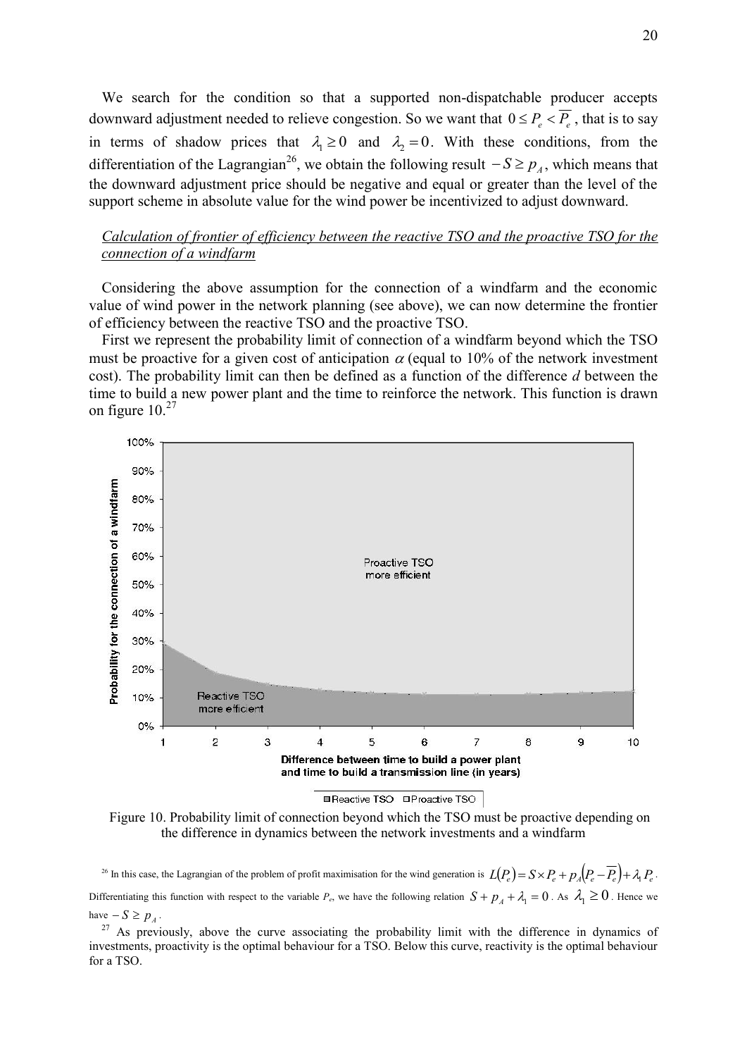We search for the condition so that a supported non-dispatchable producer accepts downward adjustment needed to relieve congestion. So we want that $0 \leq P_e < \overline{P_e}$ , that is to say in terms of shadow prices that $\lambda_1 \geq 0$ and $\lambda_2 = 0$. With these conditions, from the differentiation of the Lagrangian[26], we obtain the following result $-S \geq p_A$, which means that the downward adjustment price should be negative and equal or greater than the level of the support scheme in absolute value for the wind power be incentivized to adjust downward.

*Calculation of frontier of efficiency between the reactive TSO and the proactive TSO for the connection of a windfarm*

Considering the above assumption for the connection of a windfarm and the economic value of wind power in the network planning (see above), we can now determine the frontier of efficiency between the reactive TSO and the proactive TSO.

First we represent the probability limit of connection of a windfarm beyond which the TSO must be proactive for a given cost of anticipation $\alpha$ (equal to 10% of the network investment cost). The probability limit can then be defined as a function of the difference *d* between the time to build a new power plant and the time to reinforce the network. This function is drawn on figure 10.[27]

Figure 10. Probability limit of connection beyond which the TSO must be proactive depending on the difference in dynamics between the network investments and a windfarm

[26] In this case, the Lagrangian of the problem of profit maximisation for the wind generation is $L(P_e) = S \times P_e + p_A(P_e - \overline{P_e}) + \lambda_1 P_e$. Differentiating this function with respect to the variable $P_e$, we have the following relation $S + p_A + \lambda_1 = 0$. As $\lambda_1 \geq 0$. Hence we have $-S \geq p_A$.

[27] As previously, above the curve associating the probability limit with the difference in dynamics of investments, proactivity is the optimal behaviour for a TSO. Below this curve, reactivity is the optimal behaviour for a TSO.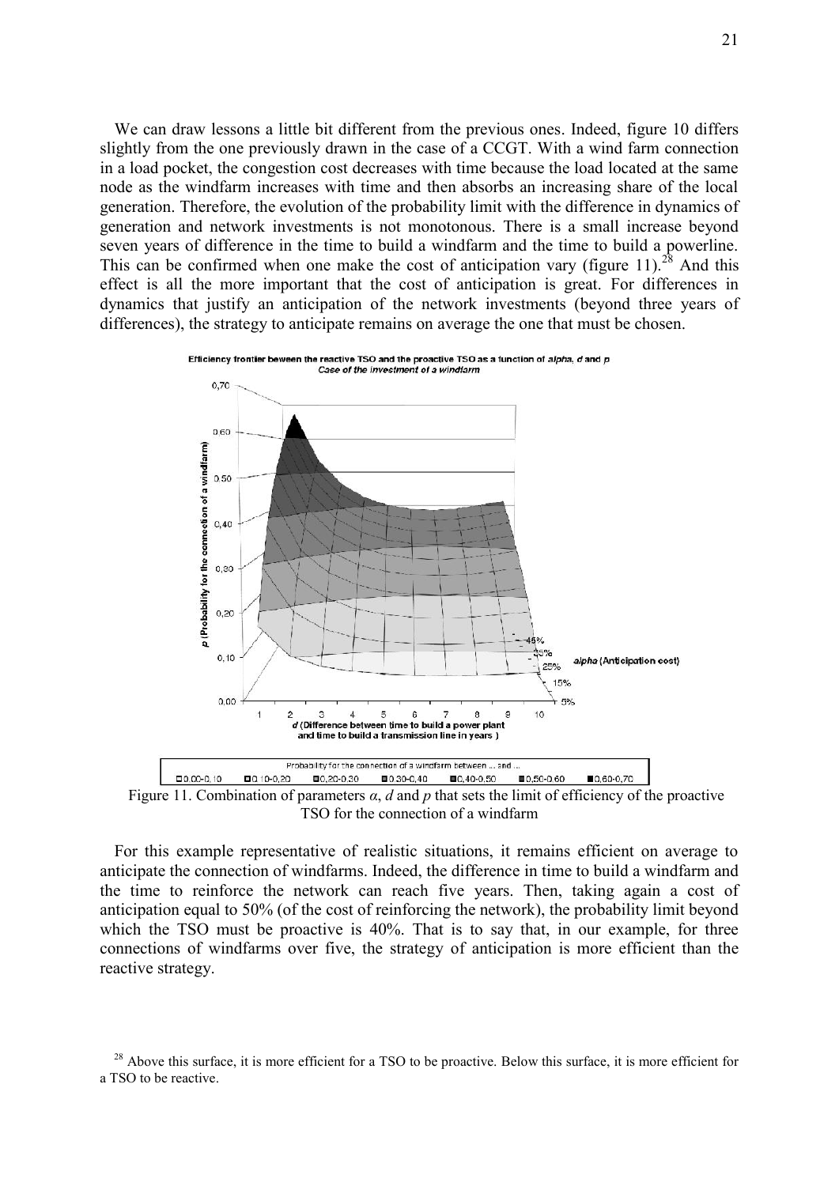We can draw lessons a little bit different from the previous ones. Indeed, figure 10 differs slightly from the one previously drawn in the case of a CCGT. With a wind farm connection in a load pocket, the congestion cost decreases with time because the load located at the same node as the windfarm increases with time and then absorbs an increasing share of the local generation. Therefore, the evolution of the probability limit with the difference in dynamics of generation and network investments is not monotonous. There is a small increase beyond seven years of difference in the time to build a windfarm and the time to build a powerline. This can be confirmed when one make the cost of anticipation vary (figure 11).[28] And this effect is all the more important that the cost of anticipation is great. For differences in dynamics that justify an anticipation of the network investments (beyond three years of differences), the strategy to anticipate remains on average the one that must be chosen.

Figure 11. Combination of parameters $\alpha$, $d$ and $p$ that sets the limit of efficiency of the proactive TSO for the connection of a windfarm

For this example representative of realistic situations, it remains efficient on average to anticipate the connection of windfarms. Indeed, the difference in time to build a windfarm and the time to reinforce the network can reach five years. Then, taking again a cost of anticipation equal to 50% (of the cost of reinforcing the network), the probability limit beyond which the TSO must be proactive is 40%. That is to say that, in our example, for three connections of windfarms over five, the strategy of anticipation is more efficient than the reactive strategy.

[28] Above this surface, it is more efficient for a TSO to be proactive. Below this surface, it is more efficient for a TSO to be reactive.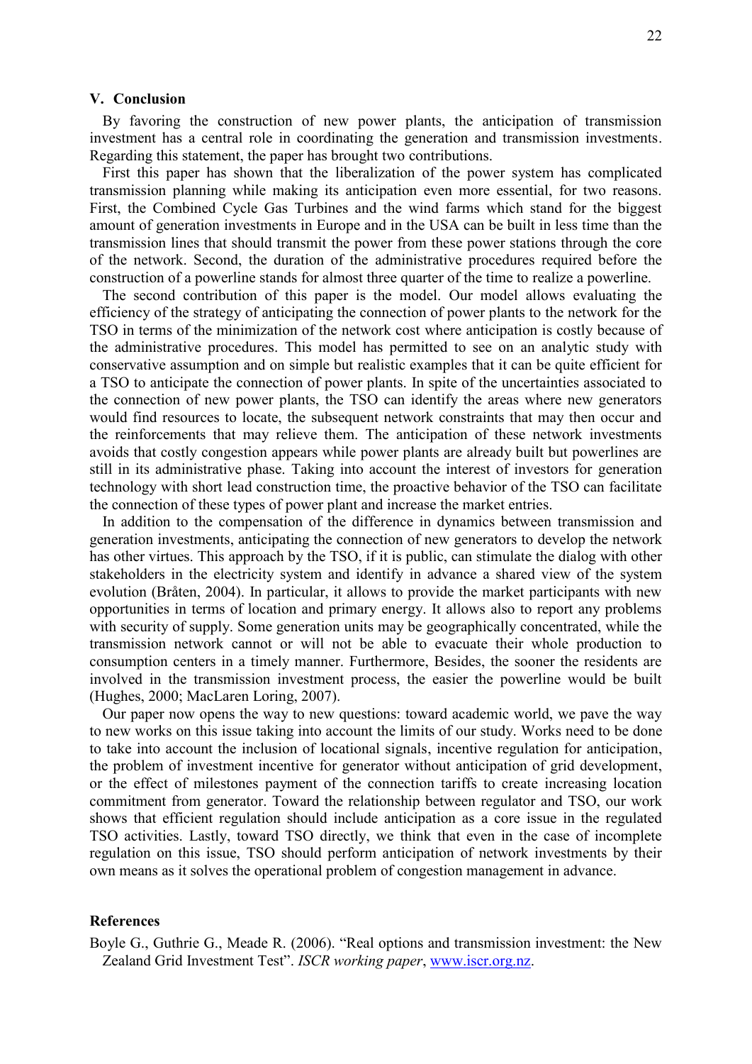## V. Conclusion

By favoring the construction of new power plants, the anticipation of transmission investment has a central role in coordinating the generation and transmission investments. Regarding this statement, the paper has brought two contributions.

First this paper has shown that the liberalization of the power system has complicated transmission planning while making its anticipation even more essential, for two reasons. First, the Combined Cycle Gas Turbines and the wind farms which stand for the biggest amount of generation investments in Europe and in the USA can be built in less time than the transmission lines that should transmit the power from these power stations through the core of the network. Second, the duration of the administrative procedures required before the construction of a powerline stands for almost three quarter of the time to realize a powerline.

The second contribution of this paper is the model. Our model allows evaluating the efficiency of the strategy of anticipating the connection of power plants to the network for the TSO in terms of the minimization of the network cost where anticipation is costly because of the administrative procedures. This model has permitted to see on an analytic study with conservative assumption and on simple but realistic examples that it can be quite efficient for a TSO to anticipate the connection of power plants. In spite of the uncertainties associated to the connection of new power plants, the TSO can identify the areas where new generators would find resources to locate, the subsequent network constraints that may then occur and the reinforcements that may relieve them. The anticipation of these network investments avoids that costly congestion appears while power plants are already built but powerlines are still in its administrative phase. Taking into account the interest of investors for generation technology with short lead construction time, the proactive behavior of the TSO can facilitate the connection of these types of power plant and increase the market entries.

In addition to the compensation of the difference in dynamics between transmission and generation investments, anticipating the connection of new generators to develop the network has other virtues. This approach by the TSO, if it is public, can stimulate the dialog with other stakeholders in the electricity system and identify in advance a shared view of the system evolution (Bråten, 2004). In particular, it allows to provide the market participants with new opportunities in terms of location and primary energy. It allows also to report any problems with security of supply. Some generation units may be geographically concentrated, while the transmission network cannot or will not be able to evacuate their whole production to consumption centers in a timely manner. Furthermore, Besides, the sooner the residents are involved in the transmission investment process, the easier the powerline would be built (Hughes, 2000; MacLaren Loring, 2007).

Our paper now opens the way to new questions: toward academic world, we pave the way to new works on this issue taking into account the limits of our study. Works need to be done to take into account the inclusion of locational signals, incentive regulation for anticipation, the problem of investment incentive for generator without anticipation of grid development, or the effect of milestones payment of the connection tariffs to create increasing location commitment from generator. Toward the relationship between regulator and TSO, our work shows that efficient regulation should include anticipation as a core issue in the regulated TSO activities. Lastly, toward TSO directly, we think that even in the case of incomplete regulation on this issue, TSO should perform anticipation of network investments by their own means as it solves the operational problem of congestion management in advance.

## References

Boyle G., Guthrie G., Meade R. (2006). "Real options and transmission investment: the New Zealand Grid Investment Test". *ISCR working paper*, www.iscr.org.nz.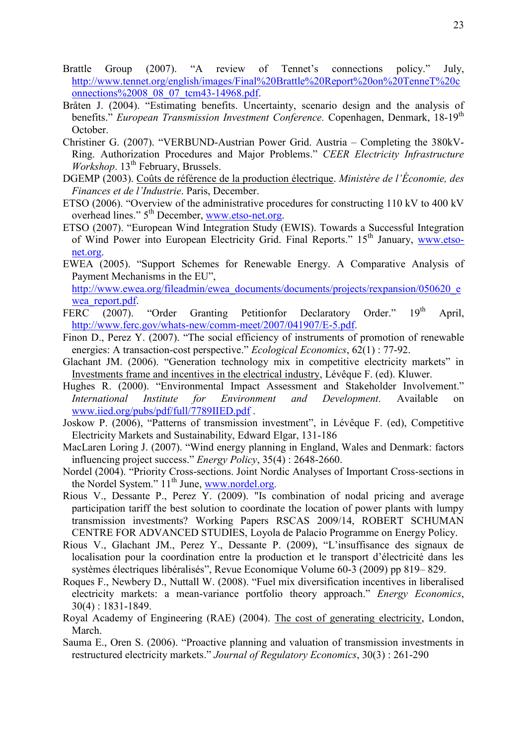Brattle Group (2007). "A review of Tennet's connections policy." July, http://www.tennet.org/english/images/Final%20Brattle%20Report%20on%20TenneT%20connections%2008_08_07_tcm43-14968.pdf.

Bråten J. (2004). "Estimating benefits. Uncertainty, scenario design and the analysis of benefits." *European Transmission Investment Conference.* Copenhagen, Denmark, 18-19th October.

Christiner G. (2007). "VERBUND-Austrian Power Grid. Austria – Completing the 380kV-Ring. Authorization Procedures and Major Problems." *CEER Electricity Infrastructure Workshop*. 13th February, Brussels.

DGEMP (2003). Coûts de référence de la production électrique. *Ministère de l'Économie, des Finances et de l'Industrie*. Paris, December.

ETSO (2006). "Overview of the administrative procedures for constructing 110 kV to 400 kV overhead lines." 5th December, www.etso-net.org.

ETSO (2007). "European Wind Integration Study (EWIS). Towards a Successful Integration of Wind Power into European Electricity Grid. Final Reports." 15th January, www.etso-net.org.

EWEA (2005). "Support Schemes for Renewable Energy. A Comparative Analysis of Payment Mechanisms in the EU", http://www.ewea.org/fileadmin/ewea_documents/documents/projects/rexpansion/050620_ewea_report.pdf.

FERC (2007). "Order Granting Petitionfor Declaratory Order." 19th April, http://www.ferc.gov/whats-new/comm-meet/2007/041907/E-5.pdf.

Finon D., Perez Y. (2007). "The social efficiency of instruments of promotion of renewable energies: A transaction-cost perspective." *Ecological Economics*, 62(1) : 77-92.

Glachant JM. (2006). "Generation technology mix in competitive electricity markets" in Investments frame and incentives in the electrical industry, Lévêque F. (ed). Kluwer.

Hughes R. (2000). "Environmental Impact Assessment and Stakeholder Involvement." *International Institute for Environment and Development.* Available on www.iied.org/pubs/pdf/full/7789IIED.pdf .

Joskow P. (2006), "Patterns of transmission investment", in Lévêque F. (ed), Competitive Electricity Markets and Sustainability, Edward Elgar, 131-186

MacLaren Loring J. (2007). "Wind energy planning in England, Wales and Denmark: factors influencing project success." *Energy Policy*, 35(4) : 2648-2660.

Nordel (2004). "Priority Cross-sections. Joint Nordic Analyses of Important Cross-sections in the Nordel System." 11th June, www.nordel.org.

Rious V., Dessante P., Perez Y. (2009). "Is combination of nodal pricing and average participation tariff the best solution to coordinate the location of power plants with lumpy transmission investments? Working Papers RSCAS 2009/14, ROBERT SCHUMAN CENTRE FOR ADVANCED STUDIES, Loyola de Palacio Programme on Energy Policy.

Rious V., Glachant JM., Perez Y., Dessante P. (2009), "L'insuffisance des signaux de localisation pour la coordination entre la production et le transport d'électricité dans les systèmes électriques libéralisés", Revue Economique Volume 60-3 (2009) pp 819– 829.

Roques F., Newbery D., Nuttall W. (2008). "Fuel mix diversification incentives in liberalised electricity markets: a mean-variance portfolio theory approach." *Energy Economics*, 30(4) : 1831-1849.

Royal Academy of Engineering (RAE) (2004). The cost of generating electricity, London, March.

Sauma E., Oren S. (2006). "Proactive planning and valuation of transmission investments in restructured electricity markets." *Journal of Regulatory Economics*, 30(3) : 261-290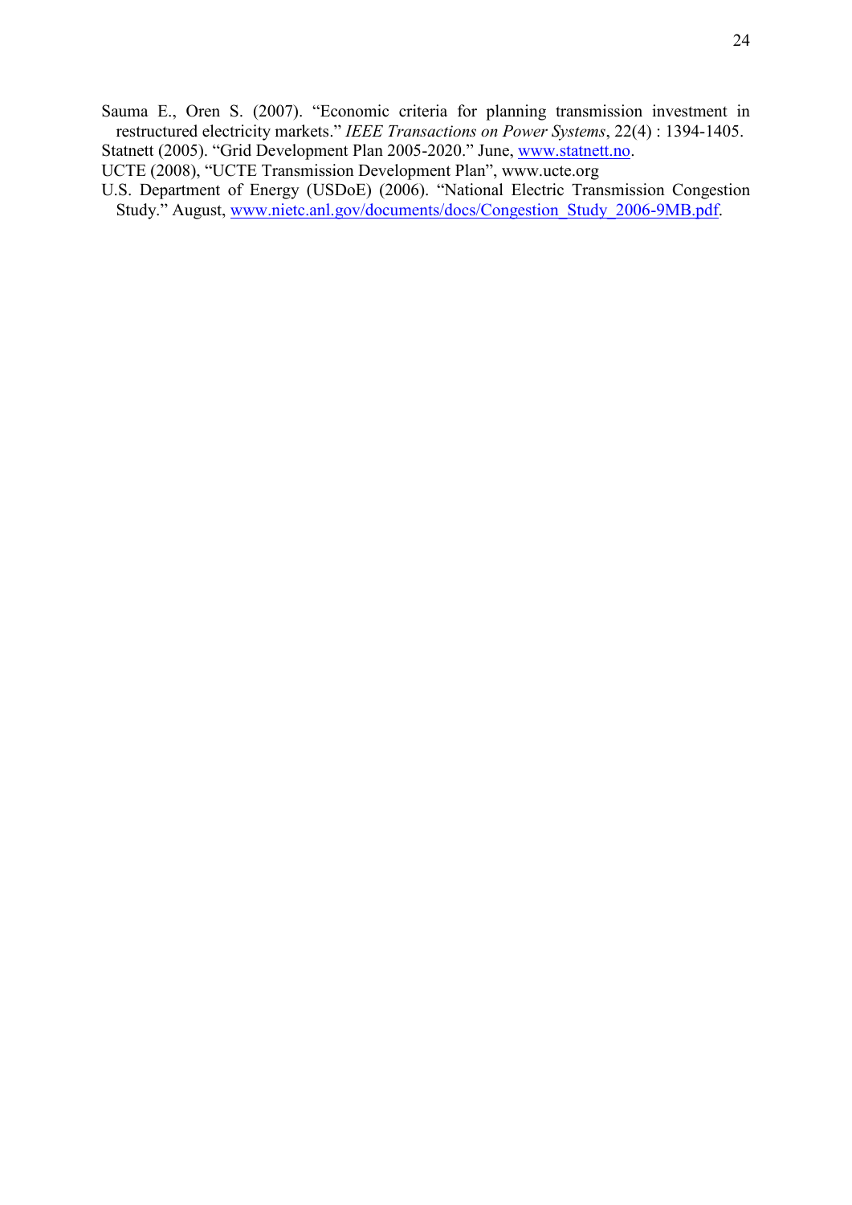Sauma E., Oren S. (2007). "Economic criteria for planning transmission investment in restructured electricity markets." *IEEE Transactions on Power Systems*, 22(4) : 1394-1405.

Statnett (2005). "Grid Development Plan 2005-2020." June, www.statnett.no.

UCTE (2008), "UCTE Transmission Development Plan", www.ucte.org

U.S. Department of Energy (USDoE) (2006). "National Electric Transmission Congestion Study." August, www.nietc.anl.gov/documents/docs/Congestion_Study_2006-9MB.pdf.